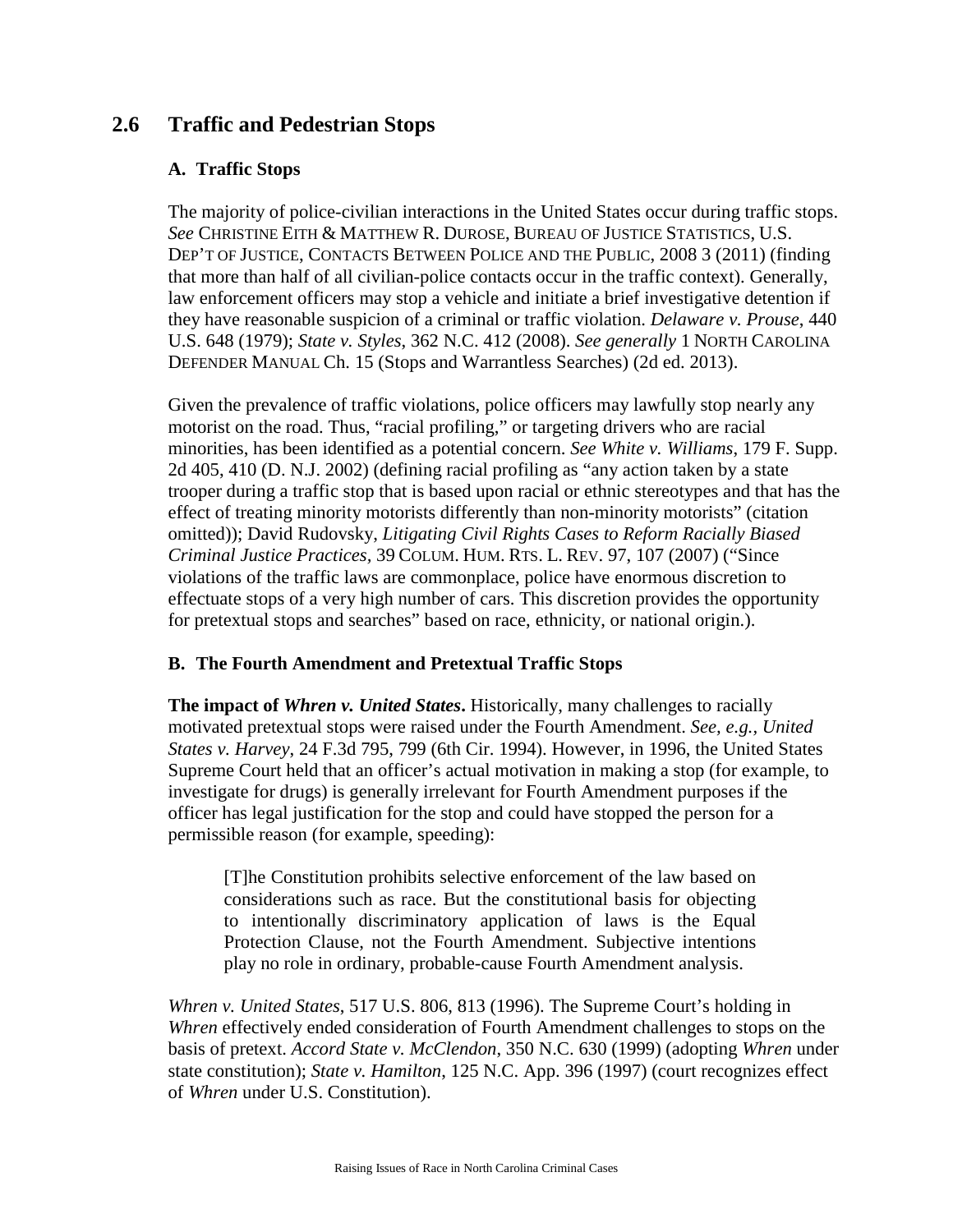## 2.6 Traffic and Pedestrian Stops

### A. Traffic Stops

The majority of police-civilian interactions in the United States occur during traffic stops. *See* CHRISTINE EITH & MATTHEW R. DUROSE, BUREAU OF JUSTICE STATISTICS, U.S. DEP'T OF JUSTICE, CONTACTS BETWEEN POLICE AND THE PUBLIC, 2008 3 (2011) (finding that more than half of all civilian-police contacts occur in the traffic context). Generally, law enforcement officers may stop a vehicle and initiate a brief investigative detention if they have reasonable suspicion of a criminal or traffic violation. *Delaware v. Prouse*, 440 U.S. 648 (1979); *State v. Styles*, 362 N.C. 412 (2008). *See generally* 1 NORTH CAROLINA DEFENDER MANUAL Ch. 15 (Stops and Warrantless Searches) (2d ed. 2013).

Given the prevalence of traffic violations, police officers may lawfully stop nearly any motorist on the road. Thus, "racial profiling," or targeting drivers who are racial minorities, has been identified as a potential concern. *See White v. Williams*, 179 F. Supp. 2d 405, 410 (D. N.J. 2002) (defining racial profiling as "any action taken by a state trooper during a traffic stop that is based upon racial or ethnic stereotypes and that has the effect of treating minority motorists differently than non-minority motorists" (citation omitted)); David Rudovsky, *Litigating Civil Rights Cases to Reform Racially Biased Criminal Justice Practices*, 39 COLUM. HUM. RTS. L. REV. 97, 107 (2007) ("Since violations of the traffic laws are commonplace, police have enormous discretion to effectuate stops of a very high number of cars. This discretion provides the opportunity for pretextual stops and searches" based on race, ethnicity, or national origin.).

### B. The Fourth Amendment and Pretextual Traffic Stops

**The impact of *Whren v. United States*.** Historically, many challenges to racially motivated pretextual stops were raised under the Fourth Amendment. *See, e.g., United States v. Harvey*, 24 F.3d 795, 799 (6th Cir. 1994). However, in 1996, the United States Supreme Court held that an officer's actual motivation in making a stop (for example, to investigate for drugs) is generally irrelevant for Fourth Amendment purposes if the officer has legal justification for the stop and could have stopped the person for a permissible reason (for example, speeding):

> [T]he Constitution prohibits selective enforcement of the law based on considerations such as race. But the constitutional basis for objecting to intentionally discriminatory application of laws is the Equal Protection Clause, not the Fourth Amendment. Subjective intentions play no role in ordinary, probable-cause Fourth Amendment analysis.

*Whren v. United States*, 517 U.S. 806, 813 (1996). The Supreme Court's holding in *Whren* effectively ended consideration of Fourth Amendment challenges to stops on the basis of pretext. *Accord State v. McClendon*, 350 N.C. 630 (1999) (adopting *Whren* under state constitution); *State v. Hamilton*, 125 N.C. App. 396 (1997) (court recognizes effect of *Whren* under U.S. Constitution).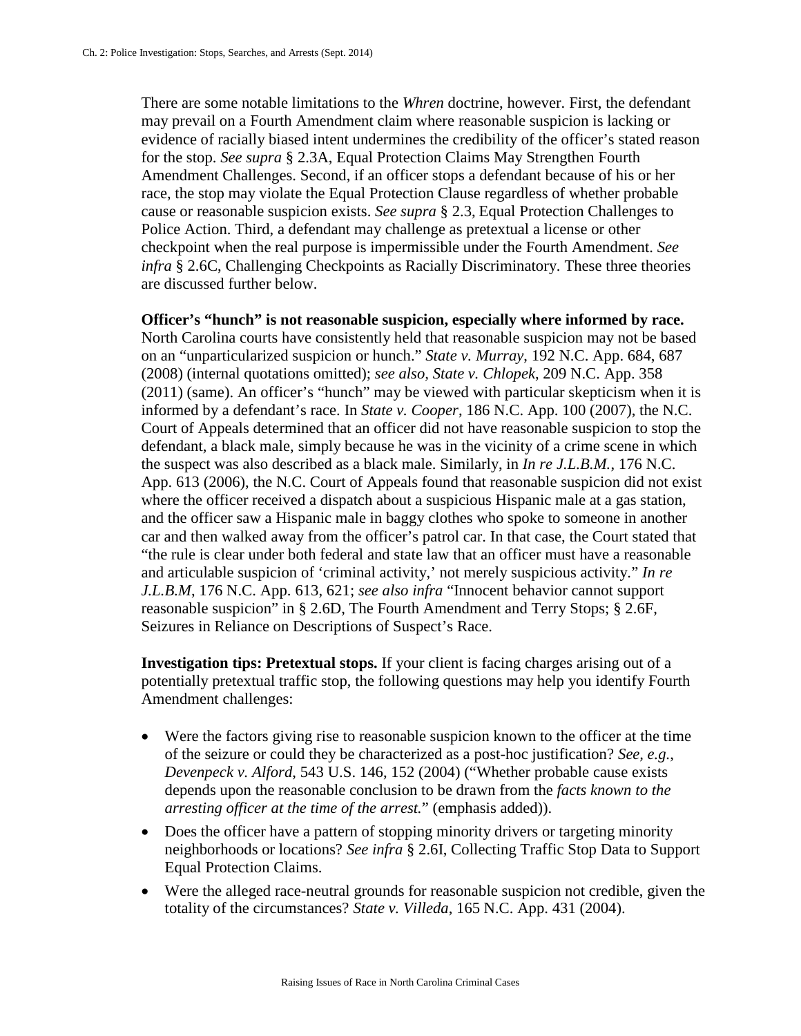There are some notable limitations to the *Whren* doctrine, however. First, the defendant may prevail on a Fourth Amendment claim where reasonable suspicion is lacking or evidence of racially biased intent undermines the credibility of the officer's stated reason for the stop. *See supra* § 2.3A, Equal Protection Claims May Strengthen Fourth Amendment Challenges. Second, if an officer stops a defendant because of his or her race, the stop may violate the Equal Protection Clause regardless of whether probable cause or reasonable suspicion exists. *See supra* § 2.3, Equal Protection Challenges to Police Action. Third, a defendant may challenge as pretextual a license or other checkpoint when the real purpose is impermissible under the Fourth Amendment. *See infra* § 2.6C, Challenging Checkpoints as Racially Discriminatory. These three theories are discussed further below.

**Officer's "hunch" is not reasonable suspicion, especially where informed by race.** North Carolina courts have consistently held that reasonable suspicion may not be based on an "unparticularized suspicion or hunch." *State v. Murray*, 192 N.C. App. 684, 687 (2008) (internal quotations omitted); *see also, State v. Chlopek*, 209 N.C. App. 358 (2011) (same). An officer's "hunch" may be viewed with particular skepticism when it is informed by a defendant's race. In *State v. Cooper*, 186 N.C. App. 100 (2007), the N.C. Court of Appeals determined that an officer did not have reasonable suspicion to stop the defendant, a black male, simply because he was in the vicinity of a crime scene in which the suspect was also described as a black male. Similarly, in *In re J.L.B.M.*, 176 N.C. App. 613 (2006), the N.C. Court of Appeals found that reasonable suspicion did not exist where the officer received a dispatch about a suspicious Hispanic male at a gas station, and the officer saw a Hispanic male in baggy clothes who spoke to someone in another car and then walked away from the officer's patrol car. In that case, the Court stated that "the rule is clear under both federal and state law that an officer must have a reasonable and articulable suspicion of 'criminal activity,' not merely suspicious activity." *In re J.L.B.M*, 176 N.C. App. 613, 621; *see also infra* "Innocent behavior cannot support reasonable suspicion" in § 2.6D, The Fourth Amendment and Terry Stops; § 2.6F, Seizures in Reliance on Descriptions of Suspect's Race.

**Investigation tips: Pretextual stops.** If your client is facing charges arising out of a potentially pretextual traffic stop, the following questions may help you identify Fourth Amendment challenges:

- Were the factors giving rise to reasonable suspicion known to the officer at the time of the seizure or could they be characterized as a post-hoc justification? *See, e.g.*, *Devenpeck v. Alford*, 543 U.S. 146, 152 (2004) ("Whether probable cause exists depends upon the reasonable conclusion to be drawn from the *facts known to the arresting officer at the time of the arrest.*" (emphasis added)).
- Does the officer have a pattern of stopping minority drivers or targeting minority neighborhoods or locations? *See infra* § 2.6I, Collecting Traffic Stop Data to Support Equal Protection Claims.
- Were the alleged race-neutral grounds for reasonable suspicion not credible, given the totality of the circumstances? *State v. Villeda*, 165 N.C. App. 431 (2004).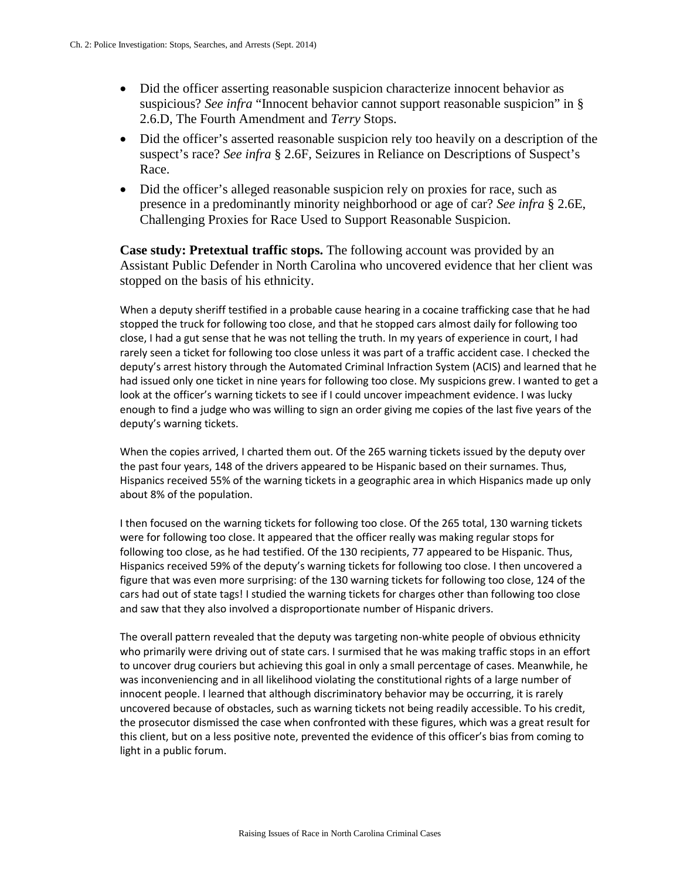- Did the officer asserting reasonable suspicion characterize innocent behavior as suspicious? *See infra* "Innocent behavior cannot support reasonable suspicion" in § 2.6.D, The Fourth Amendment and *Terry* Stops.
- Did the officer's asserted reasonable suspicion rely too heavily on a description of the suspect's race? *See infra* § 2.6F, Seizures in Reliance on Descriptions of Suspect's Race.
- Did the officer's alleged reasonable suspicion rely on proxies for race, such as presence in a predominantly minority neighborhood or age of car? *See infra* § 2.6E, Challenging Proxies for Race Used to Support Reasonable Suspicion.

**Case study: Pretextual traffic stops.** The following account was provided by an Assistant Public Defender in North Carolina who uncovered evidence that her client was stopped on the basis of his ethnicity.

When a deputy sheriff testified in a probable cause hearing in a cocaine trafficking case that he had stopped the truck for following too close, and that he stopped cars almost daily for following too close, I had a gut sense that he was not telling the truth. In my years of experience in court, I had rarely seen a ticket for following too close unless it was part of a traffic accident case. I checked the deputy's arrest history through the Automated Criminal Infraction System (ACIS) and learned that he had issued only one ticket in nine years for following too close. My suspicions grew. I wanted to get a look at the officer's warning tickets to see if I could uncover impeachment evidence. I was lucky enough to find a judge who was willing to sign an order giving me copies of the last five years of the deputy's warning tickets.

When the copies arrived, I charted them out. Of the 265 warning tickets issued by the deputy over the past four years, 148 of the drivers appeared to be Hispanic based on their surnames. Thus, Hispanics received 55% of the warning tickets in a geographic area in which Hispanics made up only about 8% of the population.

I then focused on the warning tickets for following too close. Of the 265 total, 130 warning tickets were for following too close. It appeared that the officer really was making regular stops for following too close, as he had testified. Of the 130 recipients, 77 appeared to be Hispanic. Thus, Hispanics received 59% of the deputy's warning tickets for following too close. I then uncovered a figure that was even more surprising: of the 130 warning tickets for following too close, 124 of the cars had out of state tags! I studied the warning tickets for charges other than following too close and saw that they also involved a disproportionate number of Hispanic drivers.

The overall pattern revealed that the deputy was targeting non-white people of obvious ethnicity who primarily were driving out of state cars. I surmised that he was making traffic stops in an effort to uncover drug couriers but achieving this goal in only a small percentage of cases. Meanwhile, he was inconveniencing and in all likelihood violating the constitutional rights of a large number of innocent people. I learned that although discriminatory behavior may be occurring, it is rarely uncovered because of obstacles, such as warning tickets not being readily accessible. To his credit, the prosecutor dismissed the case when confronted with these figures, which was a great result for this client, but on a less positive note, prevented the evidence of this officer's bias from coming to light in a public forum.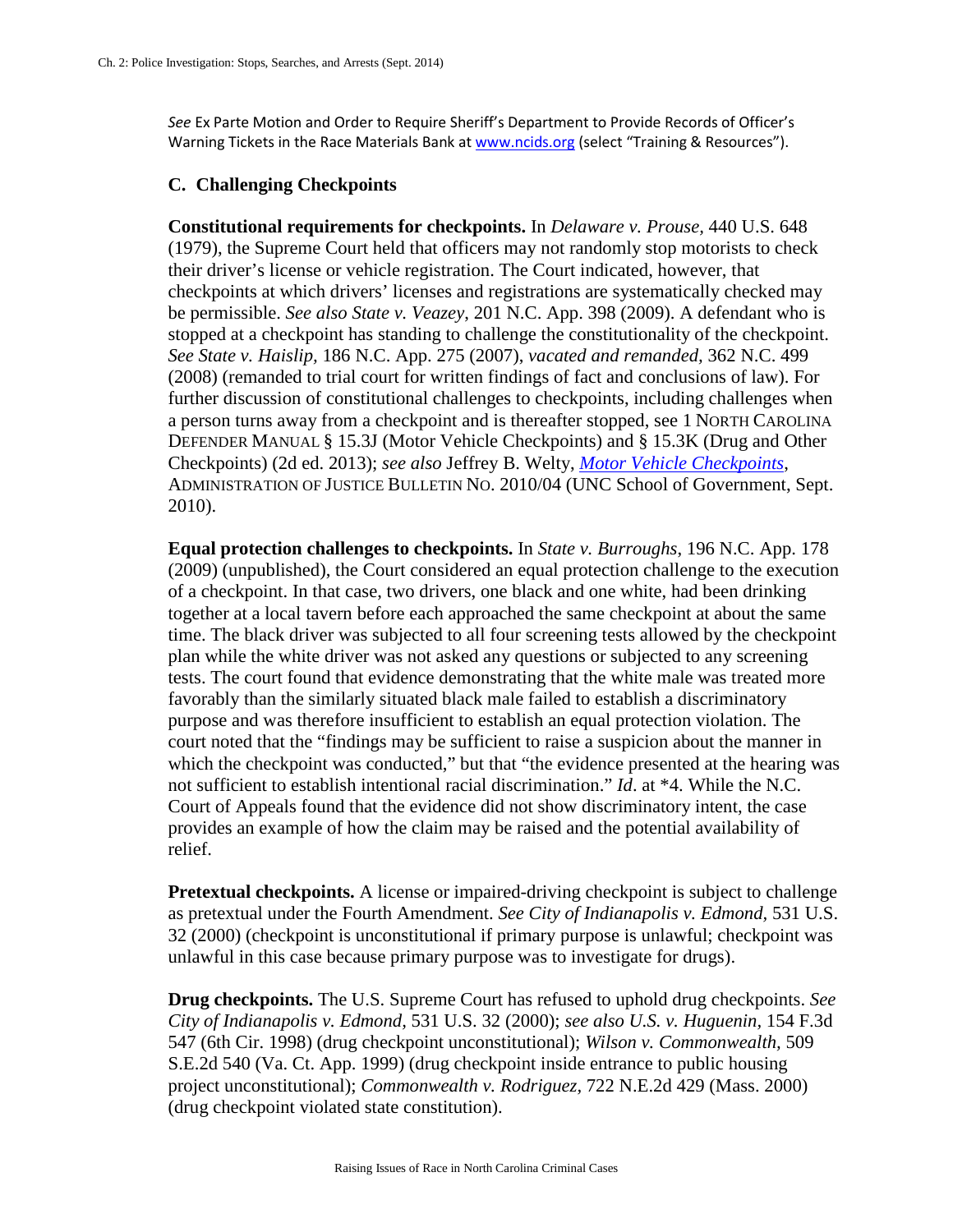*See* Ex Parte Motion and Order to Require Sheriff's Department to Provide Records of Officer's Warning Tickets in the Race Materials Bank at www.ncids.org (select "Training & Resources").

### C. Challenging Checkpoints

**Constitutional requirements for checkpoints.** In *Delaware v. Prouse,* 440 U.S. 648 (1979), the Supreme Court held that officers may not randomly stop motorists to check their driver's license or vehicle registration. The Court indicated, however, that checkpoints at which drivers' licenses and registrations are systematically checked may be permissible. *See also State v. Veazey*, 201 N.C. App. 398 (2009). A defendant who is stopped at a checkpoint has standing to challenge the constitutionality of the checkpoint. *See State v. Haislip,* 186 N.C. App. 275 (2007), *vacated and remanded,* 362 N.C. 499 (2008) (remanded to trial court for written findings of fact and conclusions of law). For further discussion of constitutional challenges to checkpoints, including challenges when a person turns away from a checkpoint and is thereafter stopped, see 1 NORTH CAROLINA DEFENDER MANUAL § 15.3J (Motor Vehicle Checkpoints) and § 15.3K (Drug and Other Checkpoints) (2d ed. 2013); *see also* Jeffrey B. Welty, *Motor Vehicle Checkpoints*, ADMINISTRATION OF JUSTICE BULLETIN NO. 2010/04 (UNC School of Government, Sept. 2010).

**Equal protection challenges to checkpoints.** In *State v. Burroughs*, 196 N.C. App. 178 (2009) (unpublished), the Court considered an equal protection challenge to the execution of a checkpoint. In that case, two drivers, one black and one white, had been drinking together at a local tavern before each approached the same checkpoint at about the same time. The black driver was subjected to all four screening tests allowed by the checkpoint plan while the white driver was not asked any questions or subjected to any screening tests. The court found that evidence demonstrating that the white male was treated more favorably than the similarly situated black male failed to establish a discriminatory purpose and was therefore insufficient to establish an equal protection violation. The court noted that the "findings may be sufficient to raise a suspicion about the manner in which the checkpoint was conducted," but that "the evidence presented at the hearing was not sufficient to establish intentional racial discrimination." *Id*. at *4. While the N.C. Court of Appeals found that the evidence did not show discriminatory intent, the case provides an example of how the claim may be raised and the potential availability of relief.

**Pretextual checkpoints.** A license or impaired-driving checkpoint is subject to challenge as pretextual under the Fourth Amendment. *See City of Indianapolis v. Edmond,* 531 U.S. 32 (2000) (checkpoint is unconstitutional if primary purpose is unlawful; checkpoint was unlawful in this case because primary purpose was to investigate for drugs).

**Drug checkpoints.** The U.S. Supreme Court has refused to uphold drug checkpoints. *See City of Indianapolis v. Edmond,* 531 U.S. 32 (2000); *see also U.S. v. Huguenin,* 154 F.3d 547 (6th Cir. 1998) (drug checkpoint unconstitutional); *Wilson v. Commonwealth*, 509 S.E.2d 540 (Va. Ct. App. 1999) (drug checkpoint inside entrance to public housing project unconstitutional); *Commonwealth v. Rodriguez*, 722 N.E.2d 429 (Mass. 2000) (drug checkpoint violated state constitution).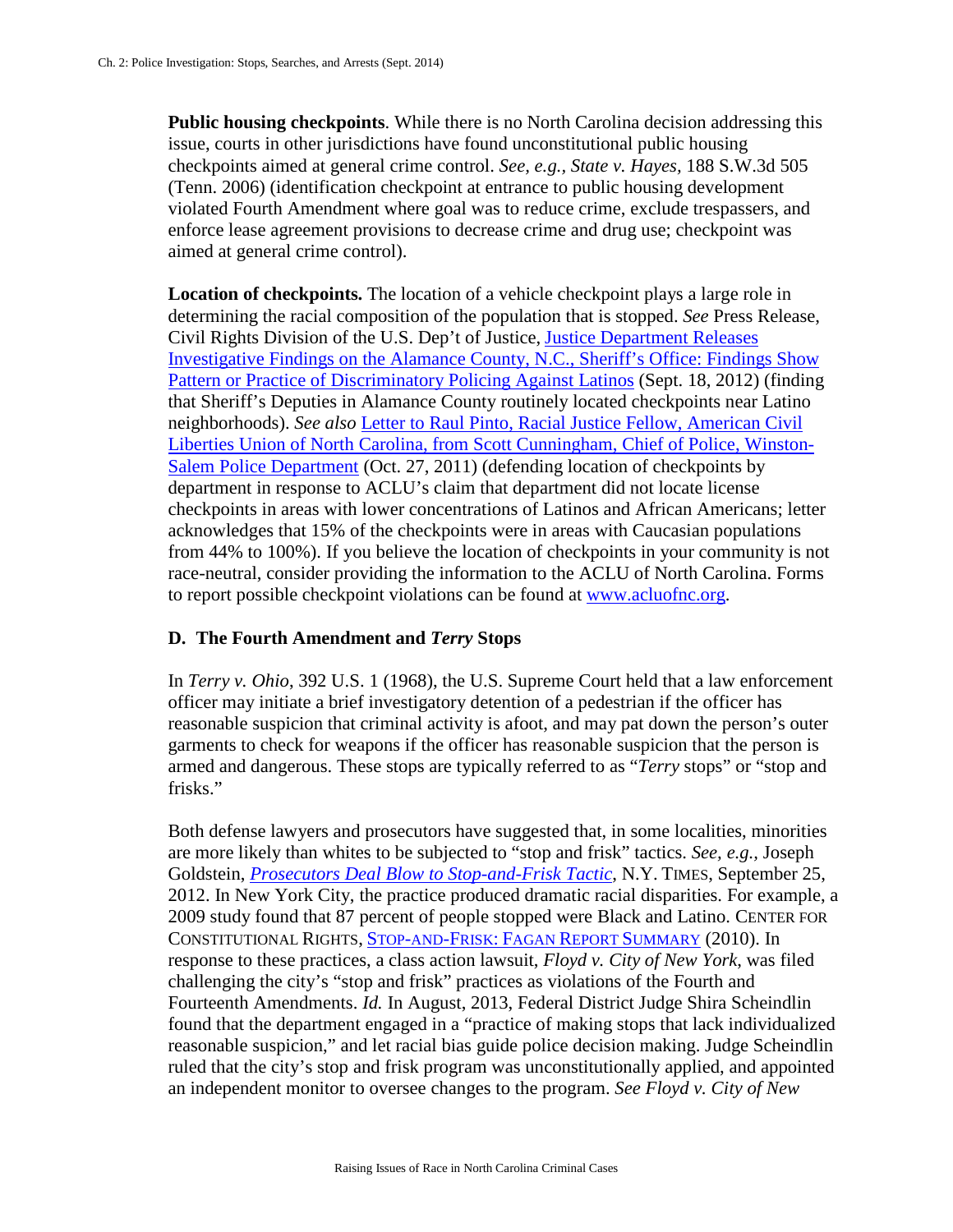**Public housing checkpoints**. While there is no North Carolina decision addressing this issue, courts in other jurisdictions have found unconstitutional public housing checkpoints aimed at general crime control. *See, e.g.*, *State v. Hayes*, 188 S.W.3d 505 (Tenn. 2006) (identification checkpoint at entrance to public housing development violated Fourth Amendment where goal was to reduce crime, exclude trespassers, and enforce lease agreement provisions to decrease crime and drug use; checkpoint was aimed at general crime control).

**Location of checkpoints.** The location of a vehicle checkpoint plays a large role in determining the racial composition of the population that is stopped. *See* Press Release, Civil Rights Division of the U.S. Dep't of Justice, Justice Department Releases Investigative Findings on the Alamance County, N.C., Sheriff's Office: Findings Show Pattern or Practice of Discriminatory Policing Against Latinos (Sept. 18, 2012) (finding that Sheriff's Deputies in Alamance County routinely located checkpoints near Latino neighborhoods). *See also* Letter to Raul Pinto, Racial Justice Fellow, American Civil Liberties Union of North Carolina, from Scott Cunningham, Chief of Police, Winston-Salem Police Department (Oct. 27, 2011) (defending location of checkpoints by department in response to ACLU's claim that department did not locate license checkpoints in areas with lower concentrations of Latinos and African Americans; letter acknowledges that 15% of the checkpoints were in areas with Caucasian populations from 44% to 100%). If you believe the location of checkpoints in your community is not race-neutral, consider providing the information to the ACLU of North Carolina. Forms to report possible checkpoint violations can be found at www.acluofnc.org.

## D. The Fourth Amendment and *Terry* Stops

In *Terry v. Ohio*, 392 U.S. 1 (1968), the U.S. Supreme Court held that a law enforcement officer may initiate a brief investigatory detention of a pedestrian if the officer has reasonable suspicion that criminal activity is afoot, and may pat down the person's outer garments to check for weapons if the officer has reasonable suspicion that the person is armed and dangerous. These stops are typically referred to as "*Terry* stops" or "stop and frisks."

Both defense lawyers and prosecutors have suggested that, in some localities, minorities are more likely than whites to be subjected to "stop and frisk" tactics. *See, e.g.*, Joseph Goldstein, *Prosecutors Deal Blow to Stop-and-Frisk Tactic*, N.Y. TIMES, September 25, 2012. In New York City, the practice produced dramatic racial disparities. For example, a 2009 study found that 87 percent of people stopped were Black and Latino. CENTER FOR CONSTITUTIONAL RIGHTS, STOP-AND-FRISK: FAGAN REPORT SUMMARY (2010). In response to these practices, a class action lawsuit, *Floyd v. City of New York*, was filed challenging the city's "stop and frisk" practices as violations of the Fourth and Fourteenth Amendments. *Id.* In August, 2013, Federal District Judge Shira Scheindlin found that the department engaged in a "practice of making stops that lack individualized reasonable suspicion," and let racial bias guide police decision making. Judge Scheindlin ruled that the city's stop and frisk program was unconstitutionally applied, and appointed an independent monitor to oversee changes to the program. *See Floyd v. City of New*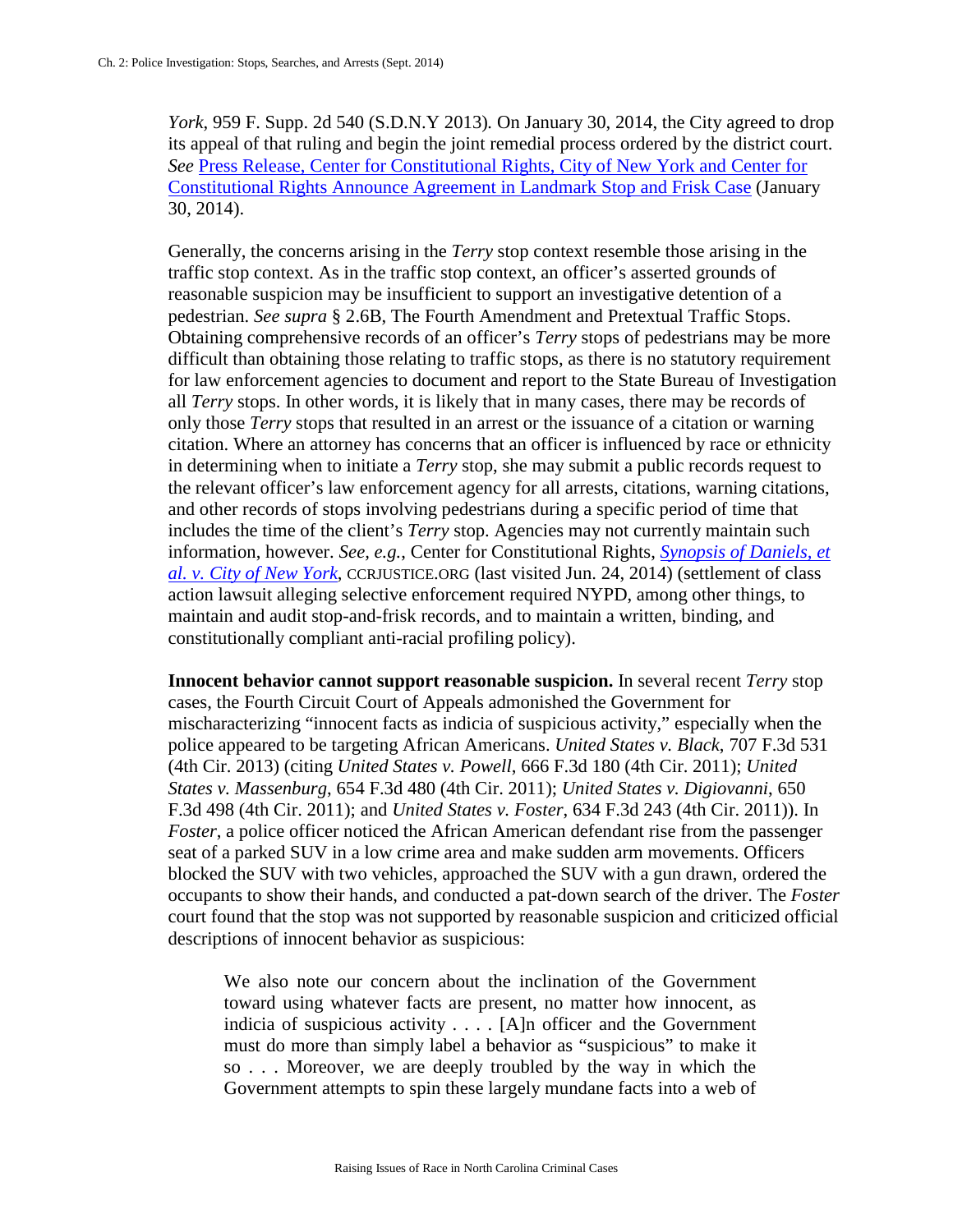*York*, 959 F. Supp. 2d 540 (S.D.N.Y 2013). On January 30, 2014, the City agreed to drop its appeal of that ruling and begin the joint remedial process ordered by the district court. *See* Press Release, Center for Constitutional Rights, City of New York and Center for Constitutional Rights Announce Agreement in Landmark Stop and Frisk Case (January 30, 2014).

Generally, the concerns arising in the *Terry* stop context resemble those arising in the traffic stop context. As in the traffic stop context, an officer's asserted grounds of reasonable suspicion may be insufficient to support an investigative detention of a pedestrian. *See supra* § 2.6B, The Fourth Amendment and Pretextual Traffic Stops. Obtaining comprehensive records of an officer's *Terry* stops of pedestrians may be more difficult than obtaining those relating to traffic stops, as there is no statutory requirement for law enforcement agencies to document and report to the State Bureau of Investigation all *Terry* stops. In other words, it is likely that in many cases, there may be records of only those *Terry* stops that resulted in an arrest or the issuance of a citation or warning citation. Where an attorney has concerns that an officer is influenced by race or ethnicity in determining when to initiate a *Terry* stop, she may submit a public records request to the relevant officer's law enforcement agency for all arrests, citations, warning citations, and other records of stops involving pedestrians during a specific period of time that includes the time of the client's *Terry* stop. Agencies may not currently maintain such information, however. *See, e.g.*, Center for Constitutional Rights, *Synopsis of Daniels, et al. v. City of New York*, CCRJUSTICE.ORG (last visited Jun. 24, 2014) (settlement of class action lawsuit alleging selective enforcement required NYPD, among other things, to maintain and audit stop-and-frisk records, and to maintain a written, binding, and constitutionally compliant anti-racial profiling policy).

**Innocent behavior cannot support reasonable suspicion.** In several recent *Terry* stop cases, the Fourth Circuit Court of Appeals admonished the Government for mischaracterizing "innocent facts as indicia of suspicious activity," especially when the police appeared to be targeting African Americans. *United States v. Black*, 707 F.3d 531 (4th Cir. 2013) (citing *United States v. Powell*, 666 F.3d 180 (4th Cir. 2011); *United States v. Massenburg*, 654 F.3d 480 (4th Cir. 2011); *United States v. Digiovanni*, 650 F.3d 498 (4th Cir. 2011); and *United States v. Foster*, 634 F.3d 243 (4th Cir. 2011)). In *Foster*, a police officer noticed the African American defendant rise from the passenger seat of a parked SUV in a low crime area and make sudden arm movements. Officers blocked the SUV with two vehicles, approached the SUV with a gun drawn, ordered the occupants to show their hands, and conducted a pat-down search of the driver. The *Foster* court found that the stop was not supported by reasonable suspicion and criticized official descriptions of innocent behavior as suspicious:

> We also note our concern about the inclination of the Government toward using whatever facts are present, no matter how innocent, as indicia of suspicious activity . . . . [A]n officer and the Government must do more than simply label a behavior as "suspicious" to make it so . . . Moreover, we are deeply troubled by the way in which the Government attempts to spin these largely mundane facts into a web of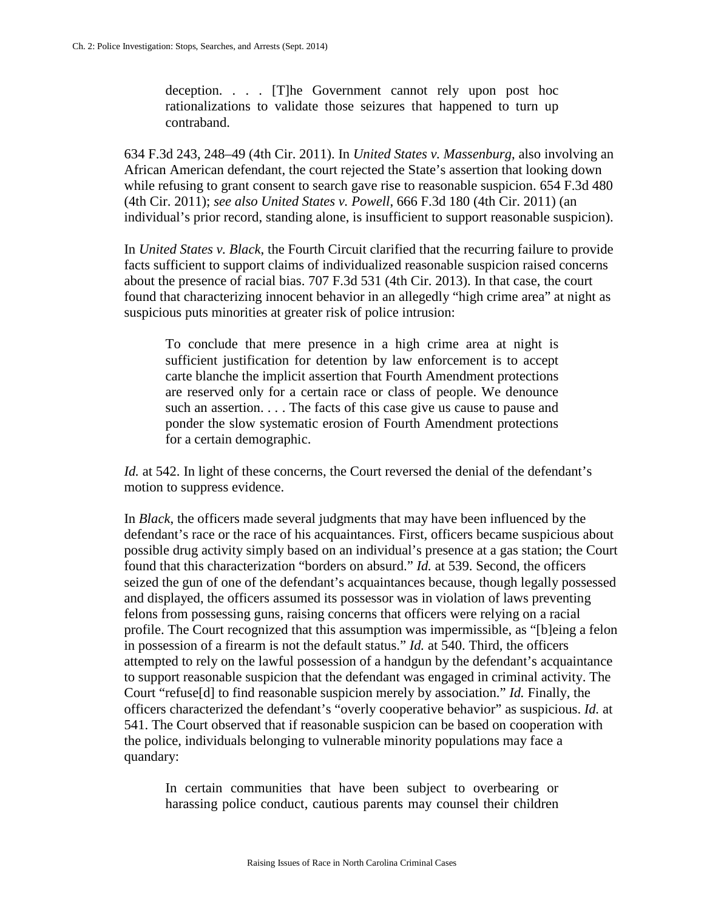> deception. . . . [T]he Government cannot rely upon post hoc rationalizations to validate those seizures that happened to turn up contraband.

634 F.3d 243, 248–49 (4th Cir. 2011). In *United States v. Massenburg*, also involving an African American defendant, the court rejected the State's assertion that looking down while refusing to grant consent to search gave rise to reasonable suspicion. 654 F.3d 480 (4th Cir. 2011); *see also United States v. Powell*, 666 F.3d 180 (4th Cir. 2011) (an individual's prior record, standing alone, is insufficient to support reasonable suspicion).

In *United States v. Black*, the Fourth Circuit clarified that the recurring failure to provide facts sufficient to support claims of individualized reasonable suspicion raised concerns about the presence of racial bias. 707 F.3d 531 (4th Cir. 2013). In that case, the court found that characterizing innocent behavior in an allegedly "high crime area" at night as suspicious puts minorities at greater risk of police intrusion:

> To conclude that mere presence in a high crime area at night is sufficient justification for detention by law enforcement is to accept carte blanche the implicit assertion that Fourth Amendment protections are reserved only for a certain race or class of people. We denounce such an assertion. . . . The facts of this case give us cause to pause and ponder the slow systematic erosion of Fourth Amendment protections for a certain demographic.

*Id.* at 542. In light of these concerns, the Court reversed the denial of the defendant's motion to suppress evidence.

In *Black*, the officers made several judgments that may have been influenced by the defendant's race or the race of his acquaintances. First, officers became suspicious about possible drug activity simply based on an individual's presence at a gas station; the Court found that this characterization "borders on absurd." *Id.* at 539. Second, the officers seized the gun of one of the defendant's acquaintances because, though legally possessed and displayed, the officers assumed its possessor was in violation of laws preventing felons from possessing guns, raising concerns that officers were relying on a racial profile. The Court recognized that this assumption was impermissible, as "[b]eing a felon in possession of a firearm is not the default status." *Id.* at 540. Third, the officers attempted to rely on the lawful possession of a handgun by the defendant's acquaintance to support reasonable suspicion that the defendant was engaged in criminal activity. The Court "refuse[d] to find reasonable suspicion merely by association." *Id.* Finally, the officers characterized the defendant's "overly cooperative behavior" as suspicious. *Id.* at 541. The Court observed that if reasonable suspicion can be based on cooperation with the police, individuals belonging to vulnerable minority populations may face a quandary:

> In certain communities that have been subject to overbearing or harassing police conduct, cautious parents may counsel their children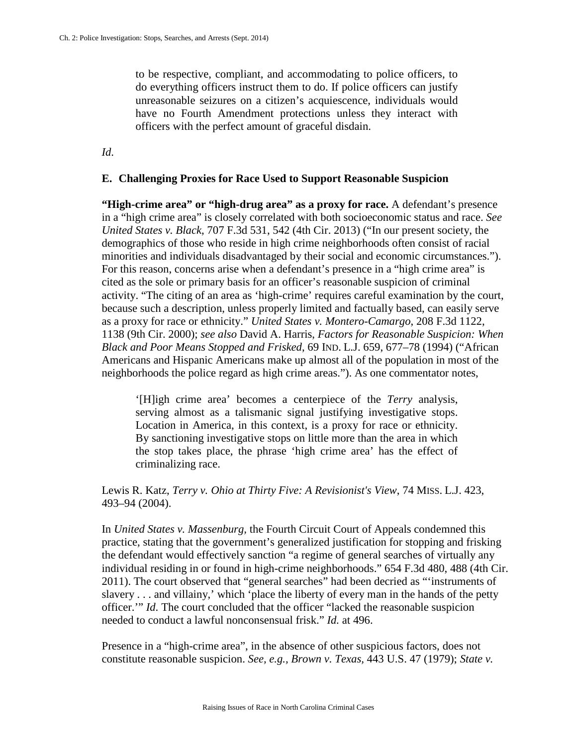> to be respective, compliant, and accommodating to police officers, to do everything officers instruct them to do. If police officers can justify unreasonable seizures on a citizen's acquiescence, individuals would have no Fourth Amendment protections unless they interact with officers with the perfect amount of graceful disdain.

*Id*.

### E. Challenging Proxies for Race Used to Support Reasonable Suspicion

**"High-crime area" or "high-drug area" as a proxy for race.** A defendant's presence in a "high crime area" is closely correlated with both socioeconomic status and race. *See United States v. Black*, 707 F.3d 531, 542 (4th Cir. 2013) ("In our present society, the demographics of those who reside in high crime neighborhoods often consist of racial minorities and individuals disadvantaged by their social and economic circumstances."). For this reason, concerns arise when a defendant's presence in a "high crime area" is cited as the sole or primary basis for an officer's reasonable suspicion of criminal activity. "The citing of an area as 'high-crime' requires careful examination by the court, because such a description, unless properly limited and factually based, can easily serve as a proxy for race or ethnicity." *United States v. Montero-Camargo*, 208 F.3d 1122, 1138 (9th Cir. 2000); *see also* David A. Harris, *Factors for Reasonable Suspicion: When Black and Poor Means Stopped and Frisked*, 69 IND. L.J. 659, 677–78 (1994) ("African Americans and Hispanic Americans make up almost all of the population in most of the neighborhoods the police regard as high crime areas."). As one commentator notes,

> '[H]igh crime area' becomes a centerpiece of the *Terry* analysis, serving almost as a talismanic signal justifying investigative stops. Location in America, in this context, is a proxy for race or ethnicity. By sanctioning investigative stops on little more than the area in which the stop takes place, the phrase 'high crime area' has the effect of criminalizing race.

Lewis R. Katz, *Terry v. Ohio at Thirty Five: A Revisionist's View*, 74 MISS. L.J. 423, 493–94 (2004).

In *United States v. Massenburg,* the Fourth Circuit Court of Appeals condemned this practice, stating that the government's generalized justification for stopping and frisking the defendant would effectively sanction "a regime of general searches of virtually any individual residing in or found in high-crime neighborhoods." 654 F.3d 480, 488 (4th Cir. 2011). The court observed that "general searches" had been decried as "'instruments of slavery . . . and villainy,' which 'place the liberty of every man in the hands of the petty officer.'" *Id*. The court concluded that the officer "lacked the reasonable suspicion needed to conduct a lawful nonconsensual frisk." *Id.* at 496.

Presence in a "high-crime area", in the absence of other suspicious factors, does not constitute reasonable suspicion. *See, e.g., Brown v. Texas*, 443 U.S. 47 (1979); *State v.*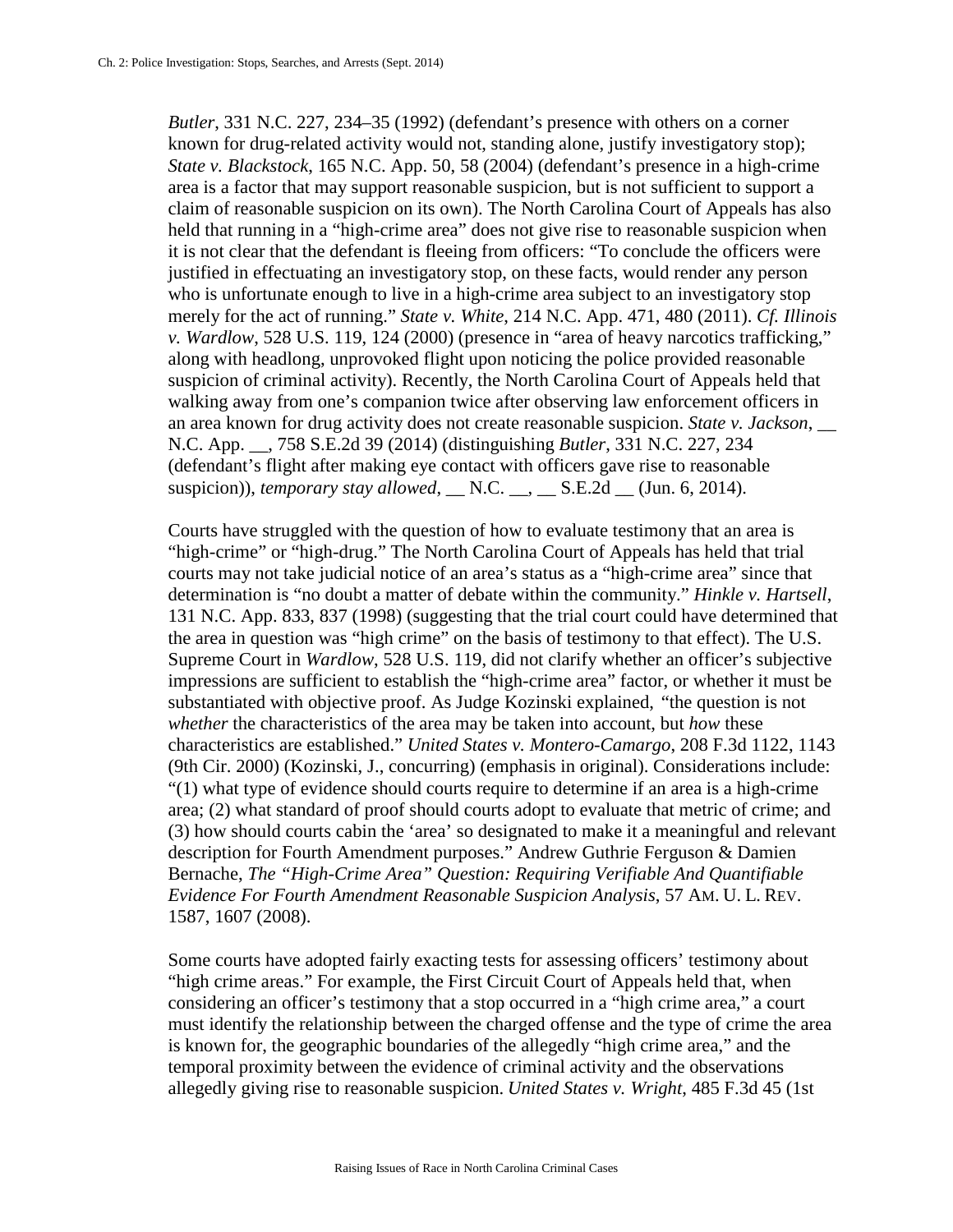*Butler*, 331 N.C. 227, 234–35 (1992) (defendant's presence with others on a corner known for drug-related activity would not, standing alone, justify investigatory stop); *State v. Blackstock*, 165 N.C. App. 50, 58 (2004) (defendant's presence in a high-crime area is a factor that may support reasonable suspicion, but is not sufficient to support a claim of reasonable suspicion on its own). The North Carolina Court of Appeals has also held that running in a "high-crime area" does not give rise to reasonable suspicion when it is not clear that the defendant is fleeing from officers: "To conclude the officers were justified in effectuating an investigatory stop, on these facts, would render any person who is unfortunate enough to live in a high-crime area subject to an investigatory stop merely for the act of running." *State v. White*, 214 N.C. App. 471, 480 (2011). *Cf. Illinois v. Wardlow*, 528 U.S. 119, 124 (2000) (presence in "area of heavy narcotics trafficking," along with headlong, unprovoked flight upon noticing the police provided reasonable suspicion of criminal activity). Recently, the North Carolina Court of Appeals held that walking away from one's companion twice after observing law enforcement officers in an area known for drug activity does not create reasonable suspicion. *State v. Jackson*, __ N.C. App. __, 758 S.E.2d 39 (2014) (distinguishing *Butler*, 331 N.C. 227, 234 (defendant's flight after making eye contact with officers gave rise to reasonable suspicion)), *temporary stay allowed*, __ N.C. __, __ S.E.2d __ (Jun. 6, 2014).

Courts have struggled with the question of how to evaluate testimony that an area is "high-crime" or "high-drug." The North Carolina Court of Appeals has held that trial courts may not take judicial notice of an area's status as a "high-crime area" since that determination is "no doubt a matter of debate within the community." *Hinkle v. Hartsell*, 131 N.C. App. 833, 837 (1998) (suggesting that the trial court could have determined that the area in question was "high crime" on the basis of testimony to that effect). The U.S. Supreme Court in *Wardlow*, 528 U.S. 119, did not clarify whether an officer's subjective impressions are sufficient to establish the "high-crime area" factor, or whether it must be substantiated with objective proof. As Judge Kozinski explained, "the question is not *whether* the characteristics of the area may be taken into account, but *how* these characteristics are established." *United States v. Montero-Camargo*, 208 F.3d 1122, 1143 (9th Cir. 2000) (Kozinski, J., concurring) (emphasis in original). Considerations include: "(1) what type of evidence should courts require to determine if an area is a high-crime area; (2) what standard of proof should courts adopt to evaluate that metric of crime; and (3) how should courts cabin the 'area' so designated to make it a meaningful and relevant description for Fourth Amendment purposes." Andrew Guthrie Ferguson & Damien Bernache, *The "High-Crime Area" Question: Requiring Verifiable And Quantifiable Evidence For Fourth Amendment Reasonable Suspicion Analysis*, 57 AM. U. L. REV. 1587, 1607 (2008).

Some courts have adopted fairly exacting tests for assessing officers' testimony about "high crime areas." For example, the First Circuit Court of Appeals held that, when considering an officer's testimony that a stop occurred in a "high crime area," a court must identify the relationship between the charged offense and the type of crime the area is known for, the geographic boundaries of the allegedly "high crime area," and the temporal proximity between the evidence of criminal activity and the observations allegedly giving rise to reasonable suspicion. *United States v. Wright*, 485 F.3d 45 (1st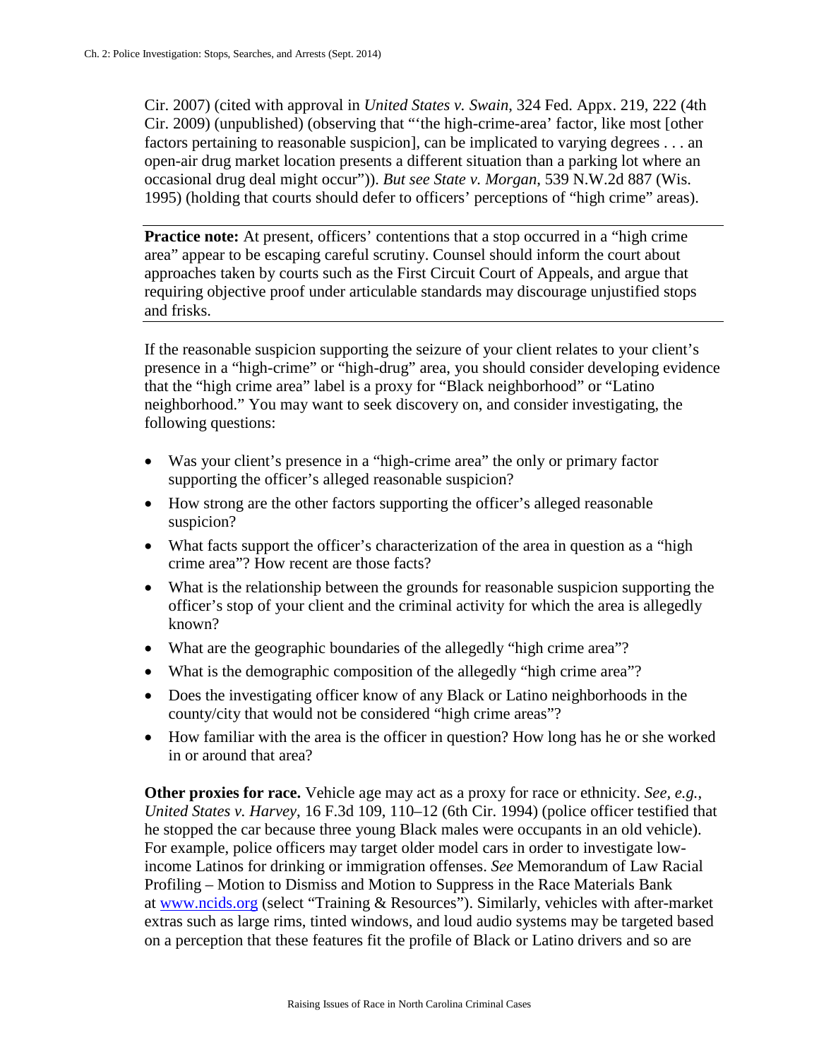Cir. 2007) (cited with approval in *United States v. Swain*, 324 Fed. Appx. 219, 222 (4th Cir. 2009) (unpublished) (observing that "'the high-crime-area' factor, like most [other factors pertaining to reasonable suspicion], can be implicated to varying degrees . . . an open-air drug market location presents a different situation than a parking lot where an occasional drug deal might occur")). *But see State v. Morgan*, 539 N.W.2d 887 (Wis. 1995) (holding that courts should defer to officers' perceptions of "high crime" areas).

---

**Practice note:** At present, officers' contentions that a stop occurred in a "high crime area" appear to be escaping careful scrutiny. Counsel should inform the court about approaches taken by courts such as the First Circuit Court of Appeals, and argue that requiring objective proof under articulable standards may discourage unjustified stops and frisks.

---

If the reasonable suspicion supporting the seizure of your client relates to your client's presence in a "high-crime" or "high-drug" area, you should consider developing evidence that the "high crime area" label is a proxy for "Black neighborhood" or "Latino neighborhood." You may want to seek discovery on, and consider investigating, the following questions:

- Was your client's presence in a "high-crime area" the only or primary factor supporting the officer's alleged reasonable suspicion?
- How strong are the other factors supporting the officer's alleged reasonable suspicion?
- What facts support the officer's characterization of the area in question as a "high crime area"? How recent are those facts?
- What is the relationship between the grounds for reasonable suspicion supporting the officer's stop of your client and the criminal activity for which the area is allegedly known?
- What are the geographic boundaries of the allegedly "high crime area"?
- What is the demographic composition of the allegedly "high crime area"?
- Does the investigating officer know of any Black or Latino neighborhoods in the county/city that would not be considered "high crime areas"?
- How familiar with the area is the officer in question? How long has he or she worked in or around that area?

**Other proxies for race.** Vehicle age may act as a proxy for race or ethnicity. *See, e.g.*, *United States v. Harvey*, 16 F.3d 109, 110–12 (6th Cir. 1994) (police officer testified that he stopped the car because three young Black males were occupants in an old vehicle). For example, police officers may target older model cars in order to investigate low-income Latinos for drinking or immigration offenses. *See* Memorandum of Law Racial Profiling – Motion to Dismiss and Motion to Suppress in the Race Materials Bank at [www.ncids.org](http://www.ncids.org) (select "Training & Resources"). Similarly, vehicles with after-market extras such as large rims, tinted windows, and loud audio systems may be targeted based on a perception that these features fit the profile of Black or Latino drivers and so are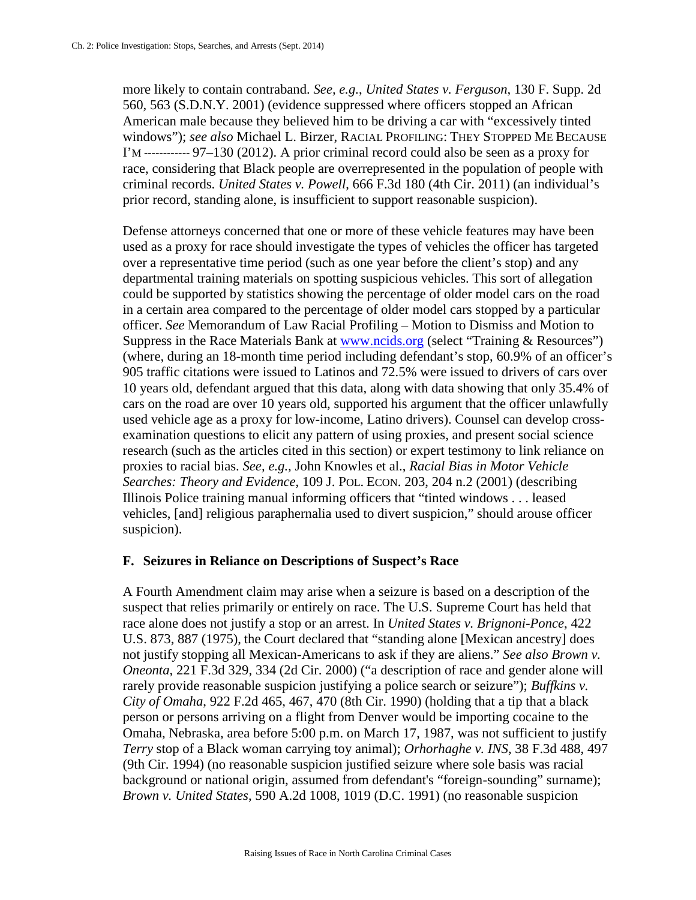more likely to contain contraband. *See, e.g.*, *United States v. Ferguson*, 130 F. Supp. 2d 560, 563 (S.D.N.Y. 2001) (evidence suppressed where officers stopped an African American male because they believed him to be driving a car with "excessively tinted windows"); *see also* Michael L. Birzer, RACIAL PROFILING: THEY STOPPED ME BECAUSE I'M ------------ 97–130 (2012). A prior criminal record could also be seen as a proxy for race, considering that Black people are overrepresented in the population of people with criminal records. *United States v. Powell*, 666 F.3d 180 (4th Cir. 2011) (an individual's prior record, standing alone, is insufficient to support reasonable suspicion).

Defense attorneys concerned that one or more of these vehicle features may have been used as a proxy for race should investigate the types of vehicles the officer has targeted over a representative time period (such as one year before the client's stop) and any departmental training materials on spotting suspicious vehicles. This sort of allegation could be supported by statistics showing the percentage of older model cars on the road in a certain area compared to the percentage of older model cars stopped by a particular officer. *See* Memorandum of Law Racial Profiling – Motion to Dismiss and Motion to Suppress in the Race Materials Bank at [www.ncids.org](www.ncids.org) (select "Training & Resources") (where, during an 18-month time period including defendant's stop, 60.9% of an officer's 905 traffic citations were issued to Latinos and 72.5% were issued to drivers of cars over 10 years old, defendant argued that this data, along with data showing that only 35.4% of cars on the road are over 10 years old, supported his argument that the officer unlawfully used vehicle age as a proxy for low-income, Latino drivers). Counsel can develop cross-examination questions to elicit any pattern of using proxies, and present social science research (such as the articles cited in this section) or expert testimony to link reliance on proxies to racial bias. *See, e.g.,* John Knowles et al., *Racial Bias in Motor Vehicle Searches: Theory and Evidence*, 109 J. POL. ECON. 203, 204 n.2 (2001) (describing Illinois Police training manual informing officers that "tinted windows . . . leased vehicles, [and] religious paraphernalia used to divert suspicion," should arouse officer suspicion).

### F. Seizures in Reliance on Descriptions of Suspect's Race

A Fourth Amendment claim may arise when a seizure is based on a description of the suspect that relies primarily or entirely on race. The U.S. Supreme Court has held that race alone does not justify a stop or an arrest. In *United States v. Brignoni-Ponce*, 422 U.S. 873, 887 (1975), the Court declared that "standing alone [Mexican ancestry] does not justify stopping all Mexican-Americans to ask if they are aliens." *See also Brown v. Oneonta*, 221 F.3d 329, 334 (2d Cir. 2000) ("a description of race and gender alone will rarely provide reasonable suspicion justifying a police search or seizure"); *Buffkins v. City of Omaha*, 922 F.2d 465, 467, 470 (8th Cir. 1990) (holding that a tip that a black person or persons arriving on a flight from Denver would be importing cocaine to the Omaha, Nebraska, area before 5:00 p.m. on March 17, 1987, was not sufficient to justify *Terry* stop of a Black woman carrying toy animal); *Orhorhaghe v. INS*, 38 F.3d 488, 497 (9th Cir. 1994) (no reasonable suspicion justified seizure where sole basis was racial background or national origin, assumed from defendant's "foreign-sounding" surname); *Brown v. United States*, 590 A.2d 1008, 1019 (D.C. 1991) (no reasonable suspicion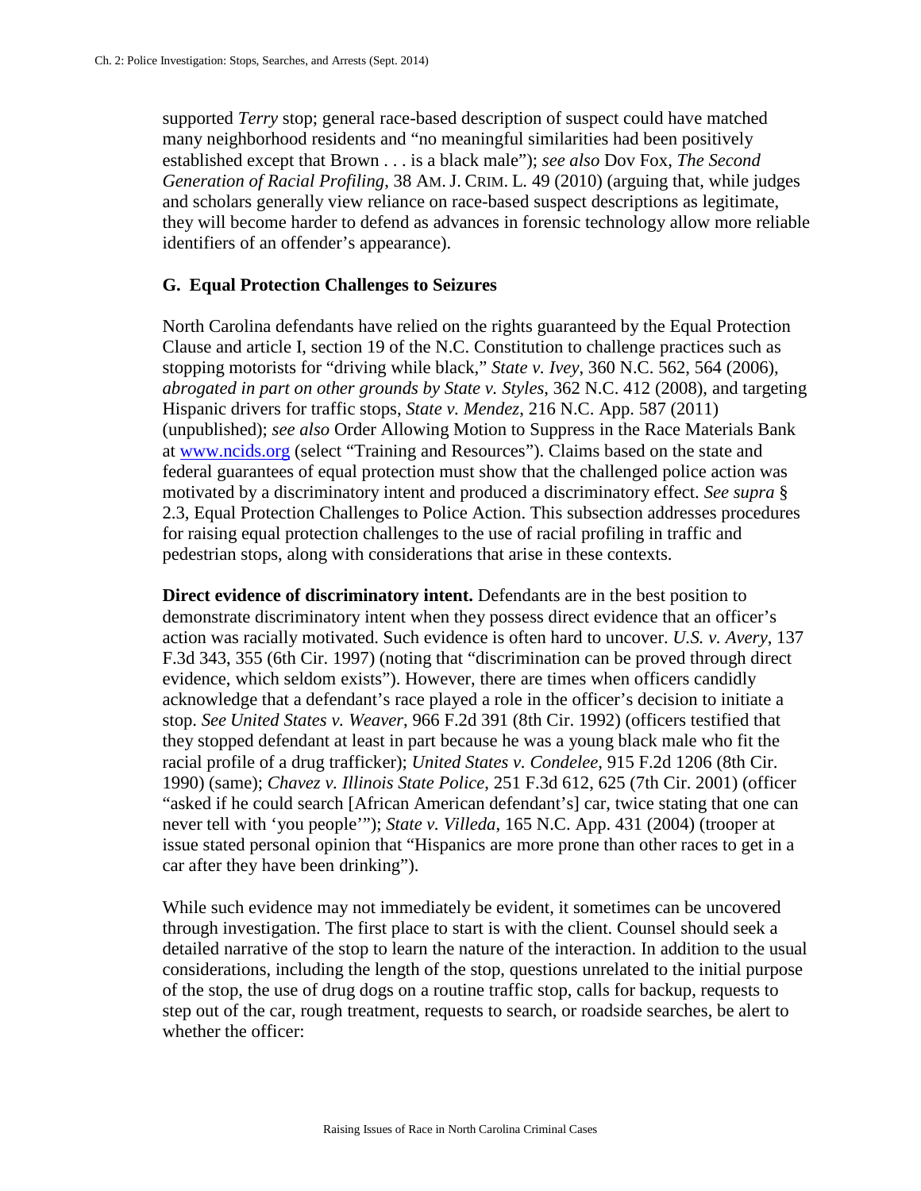supported *Terry* stop; general race-based description of suspect could have matched many neighborhood residents and "no meaningful similarities had been positively established except that Brown . . . is a black male"); *see also* Dov Fox, *The Second Generation of Racial Profiling*, 38 AM. J. CRIM. L. 49 (2010) (arguing that, while judges and scholars generally view reliance on race-based suspect descriptions as legitimate, they will become harder to defend as advances in forensic technology allow more reliable identifiers of an offender's appearance).

### G. Equal Protection Challenges to Seizures

North Carolina defendants have relied on the rights guaranteed by the Equal Protection Clause and article I, section 19 of the N.C. Constitution to challenge practices such as stopping motorists for "driving while black," *State v. Ivey*, 360 N.C. 562, 564 (2006), *abrogated in part on other grounds by State v. Styles*, 362 N.C. 412 (2008), and targeting Hispanic drivers for traffic stops, *State v. Mendez*, 216 N.C. App. 587 (2011) (unpublished); *see also* Order Allowing Motion to Suppress in the Race Materials Bank at [www.ncids.org](http://www.ncids.org) (select "Training and Resources"). Claims based on the state and federal guarantees of equal protection must show that the challenged police action was motivated by a discriminatory intent and produced a discriminatory effect. *See supra* § 2.3, Equal Protection Challenges to Police Action. This subsection addresses procedures for raising equal protection challenges to the use of racial profiling in traffic and pedestrian stops, along with considerations that arise in these contexts.

**Direct evidence of discriminatory intent.** Defendants are in the best position to demonstrate discriminatory intent when they possess direct evidence that an officer's action was racially motivated. Such evidence is often hard to uncover. *U.S. v. Avery*, 137 F.3d 343, 355 (6th Cir. 1997) (noting that "discrimination can be proved through direct evidence, which seldom exists"). However, there are times when officers candidly acknowledge that a defendant's race played a role in the officer's decision to initiate a stop. *See United States v. Weaver*, 966 F.2d 391 (8th Cir. 1992) (officers testified that they stopped defendant at least in part because he was a young black male who fit the racial profile of a drug trafficker); *United States v. Condelee*, 915 F.2d 1206 (8th Cir. 1990) (same); *Chavez v. Illinois State Police*, 251 F.3d 612, 625 (7th Cir. 2001) (officer "asked if he could search [African American defendant's] car, twice stating that one can never tell with 'you people'"); *State v. Villeda*, 165 N.C. App. 431 (2004) (trooper at issue stated personal opinion that "Hispanics are more prone than other races to get in a car after they have been drinking").

While such evidence may not immediately be evident, it sometimes can be uncovered through investigation. The first place to start is with the client. Counsel should seek a detailed narrative of the stop to learn the nature of the interaction. In addition to the usual considerations, including the length of the stop, questions unrelated to the initial purpose of the stop, the use of drug dogs on a routine traffic stop, calls for backup, requests to step out of the car, rough treatment, requests to search, or roadside searches, be alert to whether the officer: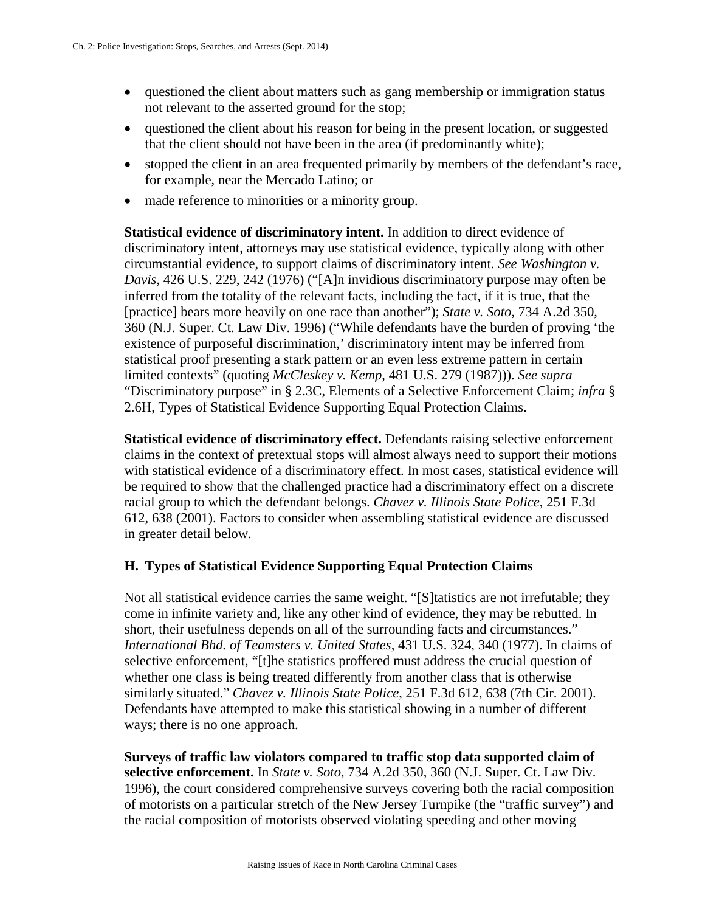- questioned the client about matters such as gang membership or immigration status not relevant to the asserted ground for the stop;
- questioned the client about his reason for being in the present location, or suggested that the client should not have been in the area (if predominantly white);
- stopped the client in an area frequented primarily by members of the defendant's race, for example, near the Mercado Latino; or
- made reference to minorities or a minority group.

**Statistical evidence of discriminatory intent.** In addition to direct evidence of discriminatory intent, attorneys may use statistical evidence, typically along with other circumstantial evidence, to support claims of discriminatory intent. *See Washington v. Davis*, 426 U.S. 229, 242 (1976) ("[A]n invidious discriminatory purpose may often be inferred from the totality of the relevant facts, including the fact, if it is true, that the [practice] bears more heavily on one race than another"); *State v. Soto*, 734 A.2d 350, 360 (N.J. Super. Ct. Law Div. 1996) ("While defendants have the burden of proving 'the existence of purposeful discrimination,' discriminatory intent may be inferred from statistical proof presenting a stark pattern or an even less extreme pattern in certain limited contexts" (quoting *McCleskey v. Kemp*, 481 U.S. 279 (1987))). *See supra* "Discriminatory purpose" in § 2.3C, Elements of a Selective Enforcement Claim; *infra* § 2.6H, Types of Statistical Evidence Supporting Equal Protection Claims.

**Statistical evidence of discriminatory effect.** Defendants raising selective enforcement claims in the context of pretextual stops will almost always need to support their motions with statistical evidence of a discriminatory effect. In most cases, statistical evidence will be required to show that the challenged practice had a discriminatory effect on a discrete racial group to which the defendant belongs. *Chavez v. Illinois State Police*, 251 F.3d 612, 638 (2001). Factors to consider when assembling statistical evidence are discussed in greater detail below.

### H. Types of Statistical Evidence Supporting Equal Protection Claims

Not all statistical evidence carries the same weight. "[S]tatistics are not irrefutable; they come in infinite variety and, like any other kind of evidence, they may be rebutted. In short, their usefulness depends on all of the surrounding facts and circumstances." *International Bhd. of Teamsters v. United States*, 431 U.S. 324, 340 (1977). In claims of selective enforcement, "[t]he statistics proffered must address the crucial question of whether one class is being treated differently from another class that is otherwise similarly situated." *Chavez v. Illinois State Police*, 251 F.3d 612, 638 (7th Cir. 2001). Defendants have attempted to make this statistical showing in a number of different ways; there is no one approach.

**Surveys of traffic law violators compared to traffic stop data supported claim of selective enforcement.** In *State v. Soto*, 734 A.2d 350, 360 (N.J. Super. Ct. Law Div. 1996), the court considered comprehensive surveys covering both the racial composition of motorists on a particular stretch of the New Jersey Turnpike (the "traffic survey") and the racial composition of motorists observed violating speeding and other moving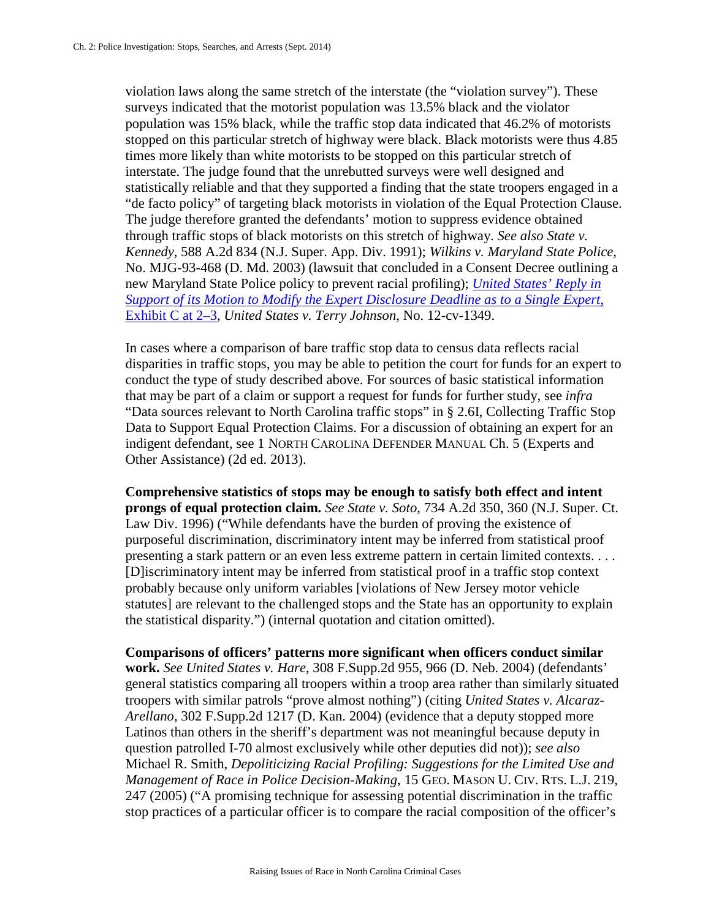violation laws along the same stretch of the interstate (the "violation survey"). These surveys indicated that the motorist population was 13.5% black and the violator population was 15% black, while the traffic stop data indicated that 46.2% of motorists stopped on this particular stretch of highway were black. Black motorists were thus 4.85 times more likely than white motorists to be stopped on this particular stretch of interstate. The judge found that the unrebutted surveys were well designed and statistically reliable and that they supported a finding that the state troopers engaged in a "de facto policy" of targeting black motorists in violation of the Equal Protection Clause. The judge therefore granted the defendants' motion to suppress evidence obtained through traffic stops of black motorists on this stretch of highway. *See also State v. Kennedy*, 588 A.2d 834 (N.J. Super. App. Div. 1991); *Wilkins v. Maryland State Police*, No. MJG-93-468 (D. Md. 2003) (lawsuit that concluded in a Consent Decree outlining a new Maryland State Police policy to prevent racial profiling); *United States' Reply in Support of its Motion to Modify the Expert Disclosure Deadline as to a Single Expert*, Exhibit C at 2–3, *United States v. Terry Johnson*, No. 12-cv-1349.

In cases where a comparison of bare traffic stop data to census data reflects racial disparities in traffic stops, you may be able to petition the court for funds for an expert to conduct the type of study described above. For sources of basic statistical information that may be part of a claim or support a request for funds for further study, see *infra* "Data sources relevant to North Carolina traffic stops" in § 2.6I, Collecting Traffic Stop Data to Support Equal Protection Claims. For a discussion of obtaining an expert for an indigent defendant, see 1 NORTH CAROLINA DEFENDER MANUAL Ch. 5 (Experts and Other Assistance) (2d ed. 2013).

**Comprehensive statistics of stops may be enough to satisfy both effect and intent prongs of equal protection claim.** *See State v. Soto*, 734 A.2d 350, 360 (N.J. Super. Ct. Law Div. 1996) ("While defendants have the burden of proving the existence of purposeful discrimination, discriminatory intent may be inferred from statistical proof presenting a stark pattern or an even less extreme pattern in certain limited contexts. . . . [D]iscriminatory intent may be inferred from statistical proof in a traffic stop context probably because only uniform variables [violations of New Jersey motor vehicle statutes] are relevant to the challenged stops and the State has an opportunity to explain the statistical disparity.") (internal quotation and citation omitted).

**Comparisons of officers' patterns more significant when officers conduct similar work.** *See United States v. Hare*, 308 F.Supp.2d 955, 966 (D. Neb. 2004) (defendants' general statistics comparing all troopers within a troop area rather than similarly situated troopers with similar patrols "prove almost nothing") (citing *United States v. Alcaraz-Arellano*, 302 F.Supp.2d 1217 (D. Kan. 2004) (evidence that a deputy stopped more Latinos than others in the sheriff's department was not meaningful because deputy in question patrolled I-70 almost exclusively while other deputies did not)); *see also* Michael R. Smith, *Depoliticizing Racial Profiling: Suggestions for the Limited Use and Management of Race in Police Decision-Making*, 15 GEO. MASON U. CIV. RTS. L.J. 219, 247 (2005) ("A promising technique for assessing potential discrimination in the traffic stop practices of a particular officer is to compare the racial composition of the officer's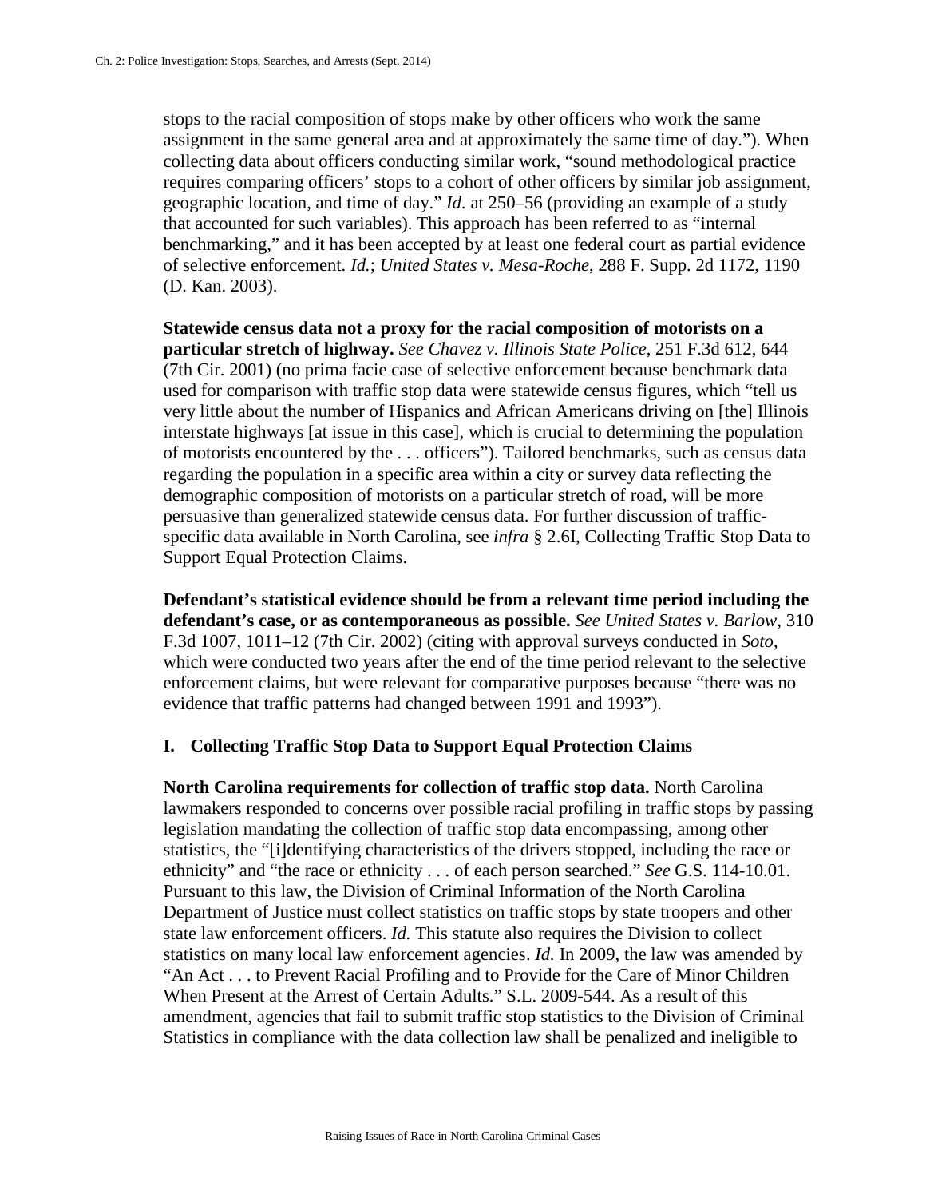stops to the racial composition of stops make by other officers who work the same assignment in the same general area and at approximately the same time of day."). When collecting data about officers conducting similar work, "sound methodological practice requires comparing officers' stops to a cohort of other officers by similar job assignment, geographic location, and time of day." *Id.* at 250–56 (providing an example of a study that accounted for such variables). This approach has been referred to as "internal benchmarking," and it has been accepted by at least one federal court as partial evidence of selective enforcement. *Id.*; *United States v. Mesa-Roche*, 288 F. Supp. 2d 1172, 1190 (D. Kan. 2003).

**Statewide census data not a proxy for the racial composition of motorists on a particular stretch of highway.** *See Chavez v. Illinois State Police*, 251 F.3d 612, 644 (7th Cir. 2001) (no prima facie case of selective enforcement because benchmark data used for comparison with traffic stop data were statewide census figures, which "tell us very little about the number of Hispanics and African Americans driving on [the] Illinois interstate highways [at issue in this case], which is crucial to determining the population of motorists encountered by the . . . officers"). Tailored benchmarks, such as census data regarding the population in a specific area within a city or survey data reflecting the demographic composition of motorists on a particular stretch of road, will be more persuasive than generalized statewide census data. For further discussion of traffic-specific data available in North Carolina, see *infra* § 2.6I, Collecting Traffic Stop Data to Support Equal Protection Claims.

**Defendant's statistical evidence should be from a relevant time period including the defendant's case, or as contemporaneous as possible.** *See United States v. Barlow*, 310 F.3d 1007, 1011–12 (7th Cir. 2002) (citing with approval surveys conducted in *Soto*, which were conducted two years after the end of the time period relevant to the selective enforcement claims, but were relevant for comparative purposes because "there was no evidence that traffic patterns had changed between 1991 and 1993").

### I. Collecting Traffic Stop Data to Support Equal Protection Claims

**North Carolina requirements for collection of traffic stop data.** North Carolina lawmakers responded to concerns over possible racial profiling in traffic stops by passing legislation mandating the collection of traffic stop data encompassing, among other statistics, the "[i]dentifying characteristics of the drivers stopped, including the race or ethnicity" and "the race or ethnicity . . . of each person searched." *See* G.S. 114-10.01. Pursuant to this law, the Division of Criminal Information of the North Carolina Department of Justice must collect statistics on traffic stops by state troopers and other state law enforcement officers. *Id.* This statute also requires the Division to collect statistics on many local law enforcement agencies. *Id.* In 2009, the law was amended by "An Act . . . to Prevent Racial Profiling and to Provide for the Care of Minor Children When Present at the Arrest of Certain Adults." S.L. 2009-544. As a result of this amendment, agencies that fail to submit traffic stop statistics to the Division of Criminal Statistics in compliance with the data collection law shall be penalized and ineligible to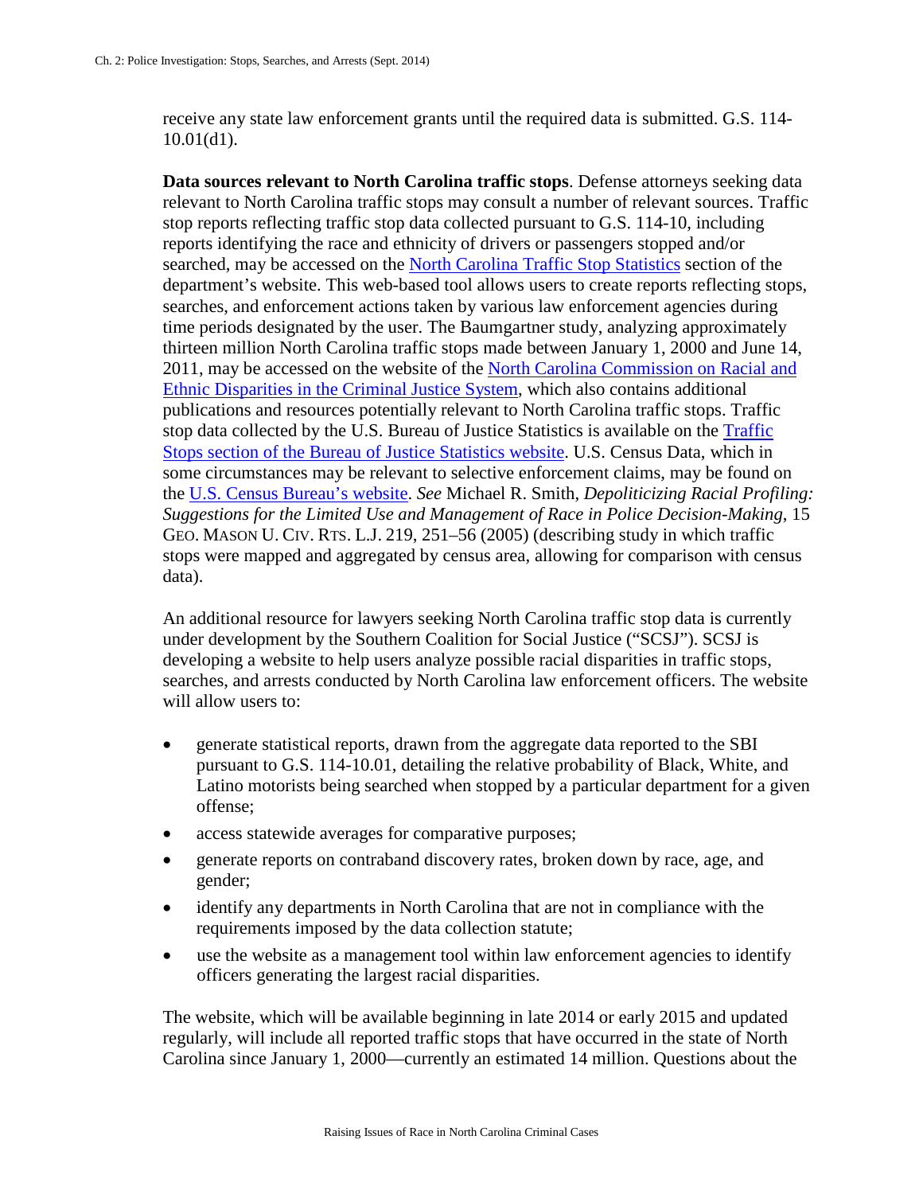receive any state law enforcement grants until the required data is submitted. G.S. 114-10.01(d1).

**Data sources relevant to North Carolina traffic stops**. Defense attorneys seeking data relevant to North Carolina traffic stops may consult a number of relevant sources. Traffic stop reports reflecting traffic stop data collected pursuant to G.S. 114-10, including reports identifying the race and ethnicity of drivers or passengers stopped and/or searched, may be accessed on the North Carolina Traffic Stop Statistics section of the department's website. This web-based tool allows users to create reports reflecting stops, searches, and enforcement actions taken by various law enforcement agencies during time periods designated by the user. The Baumgartner study, analyzing approximately thirteen million North Carolina traffic stops made between January 1, 2000 and June 14, 2011, may be accessed on the website of the North Carolina Commission on Racial and Ethnic Disparities in the Criminal Justice System, which also contains additional publications and resources potentially relevant to North Carolina traffic stops. Traffic stop data collected by the U.S. Bureau of Justice Statistics is available on the Traffic Stops section of the Bureau of Justice Statistics website. U.S. Census Data, which in some circumstances may be relevant to selective enforcement claims, may be found on the U.S. Census Bureau's website. *See* Michael R. Smith, *Depoliticizing Racial Profiling: Suggestions for the Limited Use and Management of Race in Police Decision-Making*, 15 GEO. MASON U. CIV. RTS. L.J. 219, 251–56 (2005) (describing study in which traffic stops were mapped and aggregated by census area, allowing for comparison with census data).

An additional resource for lawyers seeking North Carolina traffic stop data is currently under development by the Southern Coalition for Social Justice ("SCSJ"). SCSJ is developing a website to help users analyze possible racial disparities in traffic stops, searches, and arrests conducted by North Carolina law enforcement officers. The website will allow users to:

- generate statistical reports, drawn from the aggregate data reported to the SBI pursuant to G.S. 114-10.01, detailing the relative probability of Black, White, and Latino motorists being searched when stopped by a particular department for a given offense;
- access statewide averages for comparative purposes;
- generate reports on contraband discovery rates, broken down by race, age, and gender;
- identify any departments in North Carolina that are not in compliance with the requirements imposed by the data collection statute;
- use the website as a management tool within law enforcement agencies to identify officers generating the largest racial disparities.

The website, which will be available beginning in late 2014 or early 2015 and updated regularly, will include all reported traffic stops that have occurred in the state of North Carolina since January 1, 2000—currently an estimated 14 million. Questions about the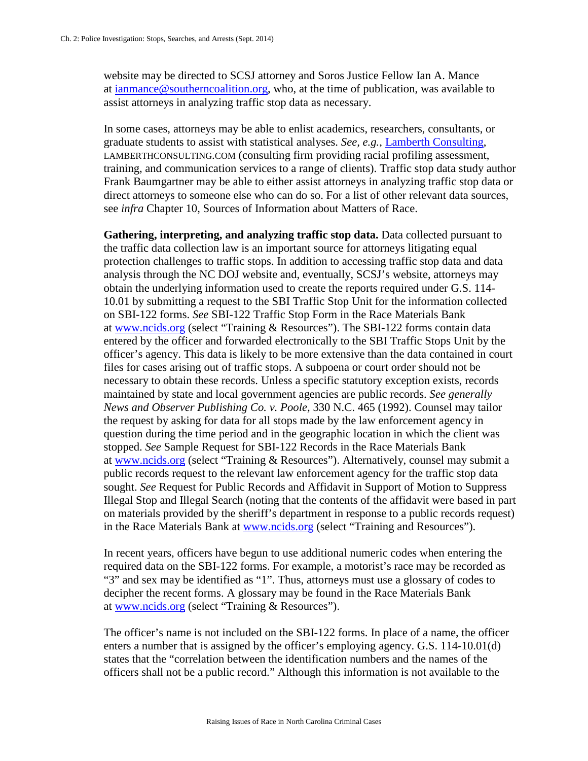website may be directed to SCSJ attorney and Soros Justice Fellow Ian A. Mance at [ianmance@southerncoalition.org](mailto:ianmance@southerncoalition.org), who, at the time of publication, was available to assist attorneys in analyzing traffic stop data as necessary.

In some cases, attorneys may be able to enlist academics, researchers, consultants, or graduate students to assist with statistical analyses. *See, e.g.*, [Lamberth Consulting](http://lamberthconsulting.com), LAMBERTHCONSULTING.COM (consulting firm providing racial profiling assessment, training, and communication services to a range of clients). Traffic stop data study author Frank Baumgartner may be able to either assist attorneys in analyzing traffic stop data or direct attorneys to someone else who can do so. For a list of other relevant data sources, see *infra* Chapter 10, Sources of Information about Matters of Race.

**Gathering, interpreting, and analyzing traffic stop data.** Data collected pursuant to the traffic data collection law is an important source for attorneys litigating equal protection challenges to traffic stops. In addition to accessing traffic stop data and data analysis through the NC DOJ website and, eventually, SCSJ's website, attorneys may obtain the underlying information used to create the reports required under G.S. 114-10.01 by submitting a request to the SBI Traffic Stop Unit for the information collected on SBI-122 forms. *See* SBI-122 Traffic Stop Form in the Race Materials Bank at [www.ncids.org](http://www.ncids.org) (select "Training & Resources"). The SBI-122 forms contain data entered by the officer and forwarded electronically to the SBI Traffic Stops Unit by the officer's agency. This data is likely to be more extensive than the data contained in court files for cases arising out of traffic stops. A subpoena or court order should not be necessary to obtain these records. Unless a specific statutory exception exists, records maintained by state and local government agencies are public records. *See generally News and Observer Publishing Co. v. Poole*, 330 N.C. 465 (1992). Counsel may tailor the request by asking for data for all stops made by the law enforcement agency in question during the time period and in the geographic location in which the client was stopped. *See* Sample Request for SBI-122 Records in the Race Materials Bank at [www.ncids.org](http://www.ncids.org) (select "Training & Resources"). Alternatively, counsel may submit a public records request to the relevant law enforcement agency for the traffic stop data sought. *See* Request for Public Records and Affidavit in Support of Motion to Suppress Illegal Stop and Illegal Search (noting that the contents of the affidavit were based in part on materials provided by the sheriff's department in response to a public records request) in the Race Materials Bank at [www.ncids.org](http://www.ncids.org) (select "Training and Resources").

In recent years, officers have begun to use additional numeric codes when entering the required data on the SBI-122 forms. For example, a motorist's race may be recorded as "3" and sex may be identified as "1". Thus, attorneys must use a glossary of codes to decipher the recent forms. A glossary may be found in the Race Materials Bank at [www.ncids.org](http://www.ncids.org) (select "Training & Resources").

The officer's name is not included on the SBI-122 forms. In place of a name, the officer enters a number that is assigned by the officer's employing agency. G.S. 114-10.01(d) states that the "correlation between the identification numbers and the names of the officers shall not be a public record." Although this information is not available to the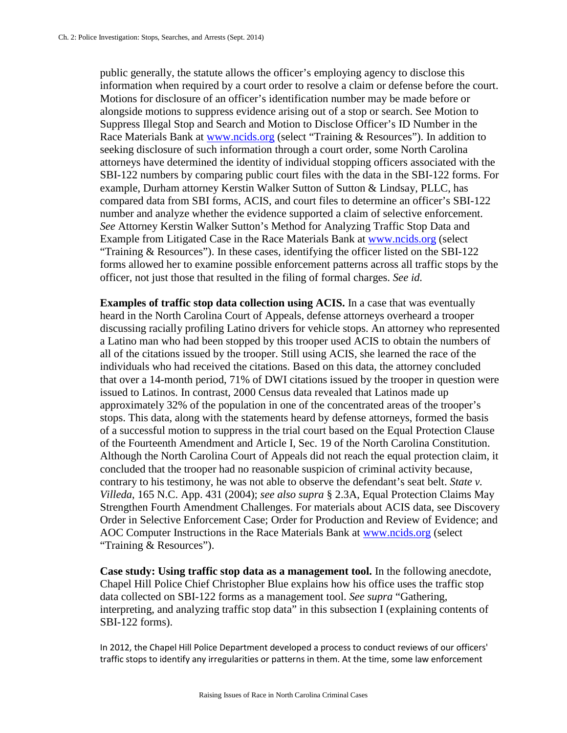public generally, the statute allows the officer's employing agency to disclose this information when required by a court order to resolve a claim or defense before the court. Motions for disclosure of an officer's identification number may be made before or alongside motions to suppress evidence arising out of a stop or search. See Motion to Suppress Illegal Stop and Search and Motion to Disclose Officer's ID Number in the Race Materials Bank at [www.ncids.org](http://www.ncids.org) (select "Training & Resources"). In addition to seeking disclosure of such information through a court order, some North Carolina attorneys have determined the identity of individual stopping officers associated with the SBI-122 numbers by comparing public court files with the data in the SBI-122 forms. For example, Durham attorney Kerstin Walker Sutton of Sutton & Lindsay, PLLC, has compared data from SBI forms, ACIS, and court files to determine an officer's SBI-122 number and analyze whether the evidence supported a claim of selective enforcement. *See* Attorney Kerstin Walker Sutton's Method for Analyzing Traffic Stop Data and Example from Litigated Case in the Race Materials Bank at [www.ncids.org](http://www.ncids.org) (select "Training & Resources"). In these cases, identifying the officer listed on the SBI-122 forms allowed her to examine possible enforcement patterns across all traffic stops by the officer, not just those that resulted in the filing of formal charges. *See id.*

**Examples of traffic stop data collection using ACIS.** In a case that was eventually heard in the North Carolina Court of Appeals, defense attorneys overheard a trooper discussing racially profiling Latino drivers for vehicle stops. An attorney who represented a Latino man who had been stopped by this trooper used ACIS to obtain the numbers of all of the citations issued by the trooper. Still using ACIS, she learned the race of the individuals who had received the citations. Based on this data, the attorney concluded that over a 14-month period, 71% of DWI citations issued by the trooper in question were issued to Latinos. In contrast, 2000 Census data revealed that Latinos made up approximately 32% of the population in one of the concentrated areas of the trooper's stops. This data, along with the statements heard by defense attorneys, formed the basis of a successful motion to suppress in the trial court based on the Equal Protection Clause of the Fourteenth Amendment and Article I, Sec. 19 of the North Carolina Constitution. Although the North Carolina Court of Appeals did not reach the equal protection claim, it concluded that the trooper had no reasonable suspicion of criminal activity because, contrary to his testimony, he was not able to observe the defendant's seat belt. *State v. Villeda*, 165 N.C. App. 431 (2004); *see also supra* § 2.3A, Equal Protection Claims May Strengthen Fourth Amendment Challenges. For materials about ACIS data, see Discovery Order in Selective Enforcement Case; Order for Production and Review of Evidence; and AOC Computer Instructions in the Race Materials Bank at [www.ncids.org](http://www.ncids.org) (select "Training & Resources").

**Case study: Using traffic stop data as a management tool.** In the following anecdote, Chapel Hill Police Chief Christopher Blue explains how his office uses the traffic stop data collected on SBI-122 forms as a management tool. *See supra* "Gathering, interpreting, and analyzing traffic stop data" in this subsection I (explaining contents of SBI-122 forms).

In 2012, the Chapel Hill Police Department developed a process to conduct reviews of our officers' traffic stops to identify any irregularities or patterns in them. At the time, some law enforcement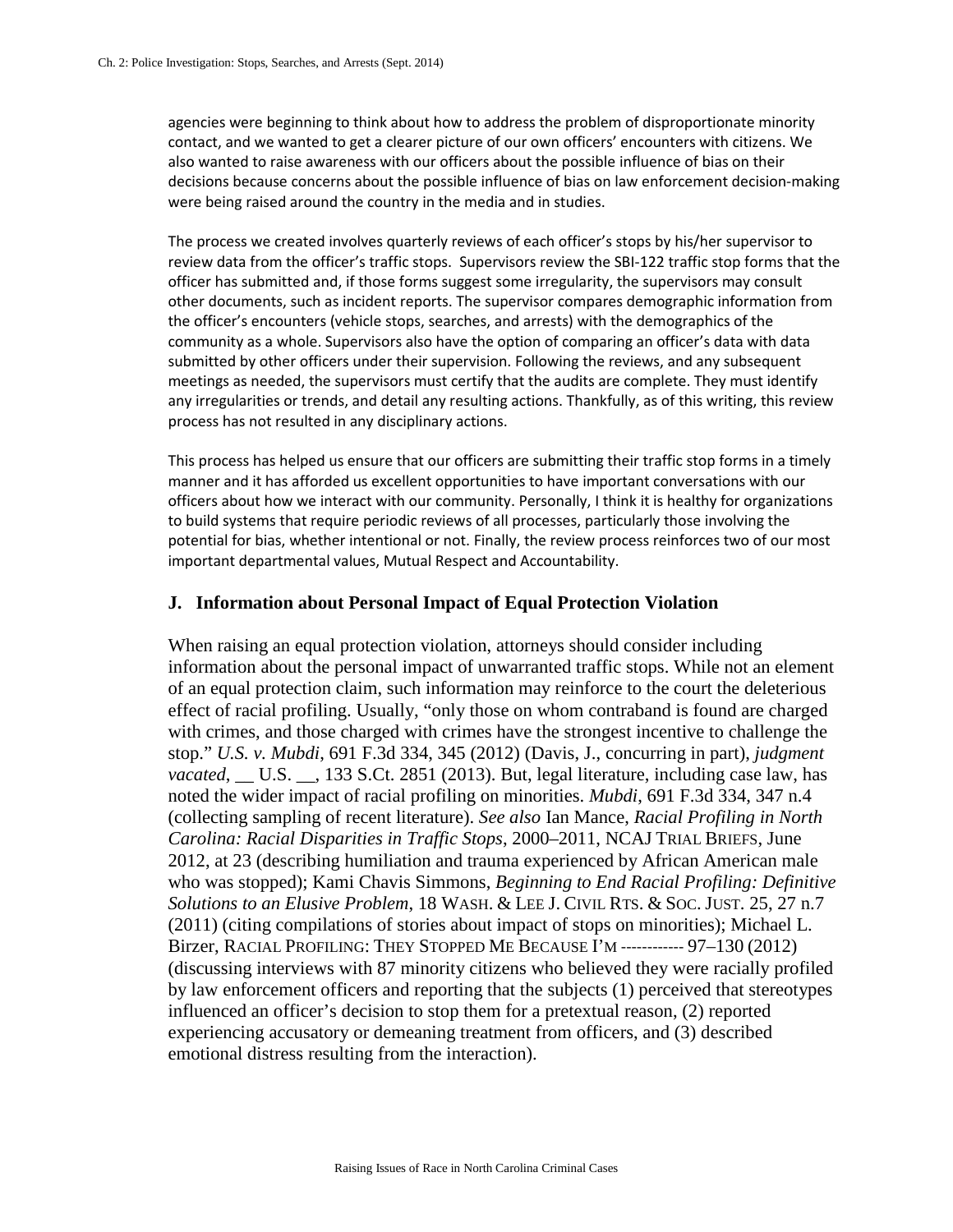agencies were beginning to think about how to address the problem of disproportionate minority contact, and we wanted to get a clearer picture of our own officers' encounters with citizens. We also wanted to raise awareness with our officers about the possible influence of bias on their decisions because concerns about the possible influence of bias on law enforcement decision-making were being raised around the country in the media and in studies.

The process we created involves quarterly reviews of each officer's stops by his/her supervisor to review data from the officer's traffic stops. Supervisors review the SBI-122 traffic stop forms that the officer has submitted and, if those forms suggest some irregularity, the supervisors may consult other documents, such as incident reports. The supervisor compares demographic information from the officer's encounters (vehicle stops, searches, and arrests) with the demographics of the community as a whole. Supervisors also have the option of comparing an officer's data with data submitted by other officers under their supervision. Following the reviews, and any subsequent meetings as needed, the supervisors must certify that the audits are complete. They must identify any irregularities or trends, and detail any resulting actions. Thankfully, as of this writing, this review process has not resulted in any disciplinary actions.

This process has helped us ensure that our officers are submitting their traffic stop forms in a timely manner and it has afforded us excellent opportunities to have important conversations with our officers about how we interact with our community. Personally, I think it is healthy for organizations to build systems that require periodic reviews of all processes, particularly those involving the potential for bias, whether intentional or not. Finally, the review process reinforces two of our most important departmental values, Mutual Respect and Accountability.

## J. Information about Personal Impact of Equal Protection Violation

When raising an equal protection violation, attorneys should consider including information about the personal impact of unwarranted traffic stops. While not an element of an equal protection claim, such information may reinforce to the court the deleterious effect of racial profiling. Usually, "only those on whom contraband is found are charged with crimes, and those charged with crimes have the strongest incentive to challenge the stop." *U.S. v. Mubdi*, 691 F.3d 334, 345 (2012) (Davis, J., concurring in part), *judgment vacated*, __ U.S. __, 133 S.Ct. 2851 (2013). But, legal literature, including case law, has noted the wider impact of racial profiling on minorities. *Mubdi*, 691 F.3d 334, 347 n.4 (collecting sampling of recent literature). *See also* Ian Mance, *Racial Profiling in North Carolina: Racial Disparities in Traffic Stops*, 2000–2011, NCAJ TRIAL BRIEFS, June 2012, at 23 (describing humiliation and trauma experienced by African American male who was stopped); Kami Chavis Simmons, *Beginning to End Racial Profiling: Definitive Solutions to an Elusive Problem*, 18 WASH. & LEE J. CIVIL RTS. & SOC. JUST. 25, 27 n.7 (2011) (citing compilations of stories about impact of stops on minorities); Michael L. Birzer, RACIAL PROFILING: THEY STOPPED ME BECAUSE I'M ----------- 97–130 (2012) (discussing interviews with 87 minority citizens who believed they were racially profiled by law enforcement officers and reporting that the subjects (1) perceived that stereotypes influenced an officer's decision to stop them for a pretextual reason, (2) reported experiencing accusatory or demeaning treatment from officers, and (3) described emotional distress resulting from the interaction).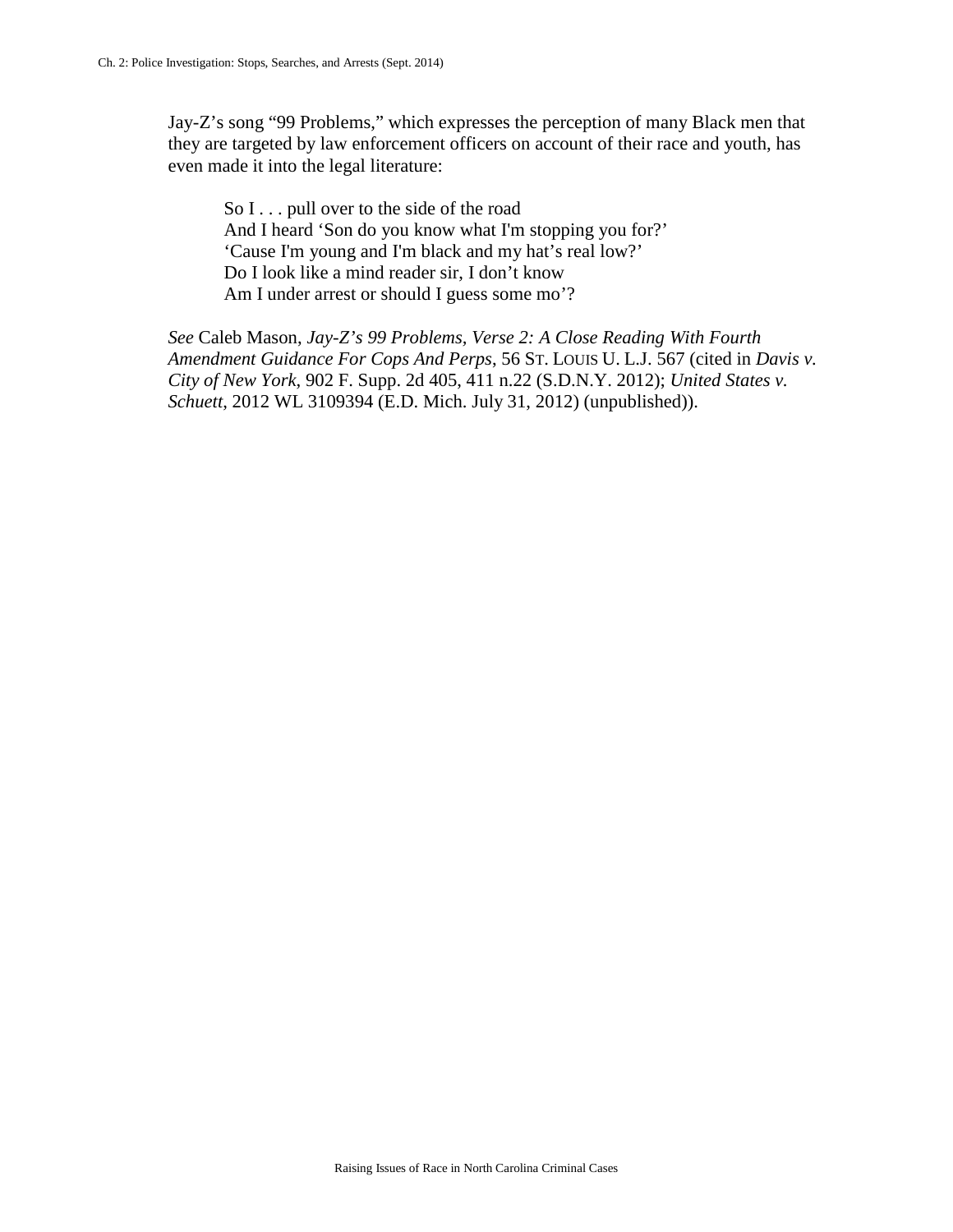Jay-Z's song "99 Problems," which expresses the perception of many Black men that they are targeted by law enforcement officers on account of their race and youth, has even made it into the legal literature:

> So I . . . pull over to the side of the road
> And I heard 'Son do you know what I'm stopping you for?'
> 'Cause I'm young and I'm black and my hat's real low?'
> Do I look like a mind reader sir, I don't know
> Am I under arrest or should I guess some mo'?

*See* Caleb Mason, *Jay-Z's 99 Problems, Verse 2: A Close Reading With Fourth Amendment Guidance For Cops And Perps*, 56 ST. LOUIS U. L.J. 567 (cited in *Davis v. City of New York*, 902 F. Supp. 2d 405, 411 n.22 (S.D.N.Y. 2012); *United States v. Schuett*, 2012 WL 3109394 (E.D. Mich. July 31, 2012) (unpublished)).